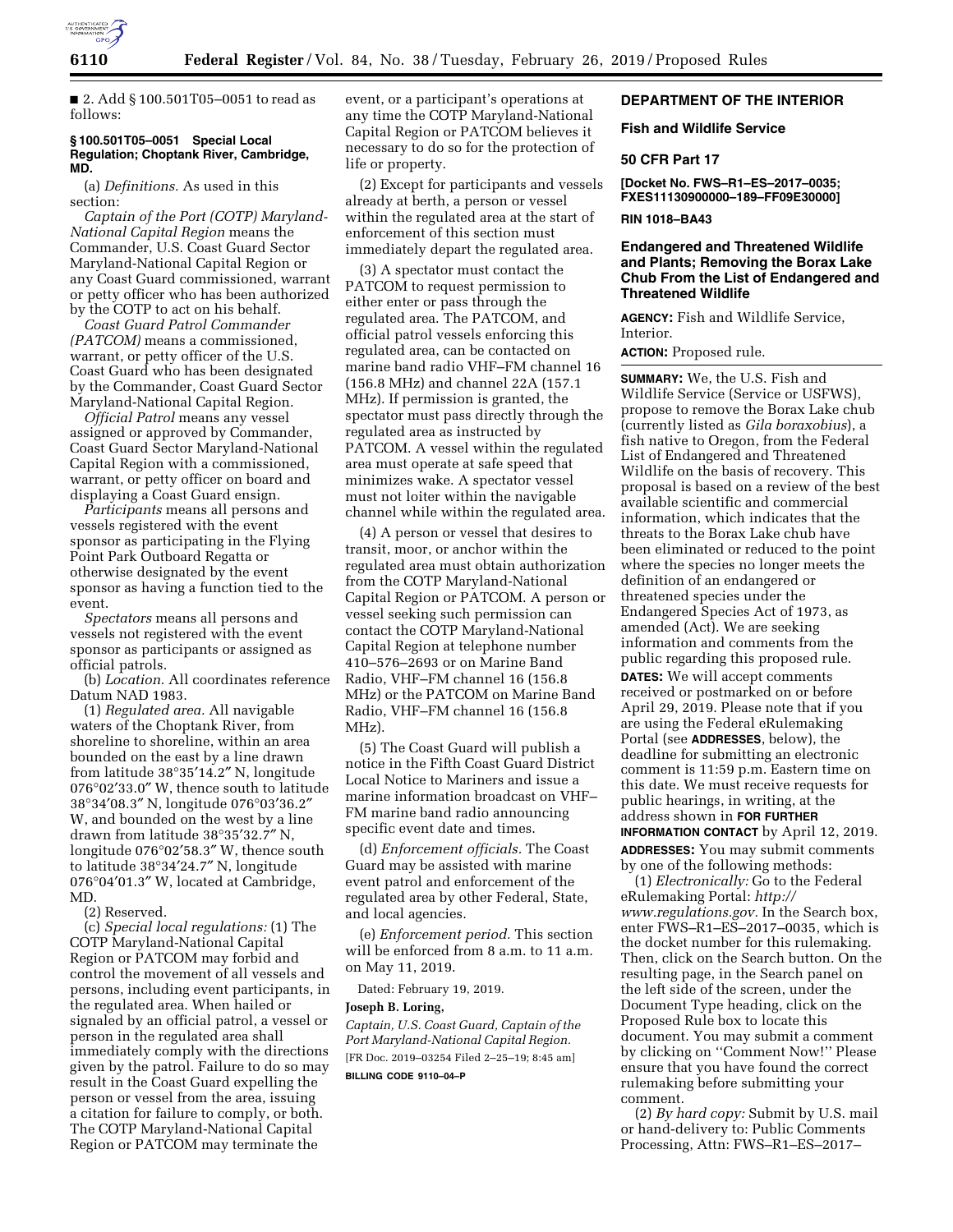■ 2. Add § 100.501T05–0051 to read as follows:

**§ 100.501T05–0051 Special Local Regulation; Choptank River, Cambridge, MD.**

(a) *Definitions.* As used in this section:

*Captain of the Port (COTP) Maryland-National Capital Region* means the Commander, U.S. Coast Guard Sector Maryland-National Capital Region or any Coast Guard commissioned, warrant or petty officer who has been authorized by the COTP to act on his behalf.

*Coast Guard Patrol Commander (PATCOM)* means a commissioned, warrant, or petty officer of the U.S. Coast Guard who has been designated by the Commander, Coast Guard Sector Maryland-National Capital Region.

*Official Patrol* means any vessel assigned or approved by Commander, Coast Guard Sector Maryland-National Capital Region with a commissioned, warrant, or petty officer on board and displaying a Coast Guard ensign.

*Participants* means all persons and vessels registered with the event sponsor as participating in the Flying Point Park Outboard Regatta or otherwise designated by the event sponsor as having a function tied to the event.

*Spectators* means all persons and vessels not registered with the event sponsor as participants or assigned as official patrols.

(b) *Location.* All coordinates reference Datum NAD 1983.

(1) *Regulated area.* All navigable waters of the Choptank River, from shoreline to shoreline, within an area bounded on the east by a line drawn from latitude 38°35′14.2″ N, longitude 076°02′33.0″ W, thence south to latitude 38°34′08.3″ N, longitude 076°03′36.2″ W, and bounded on the west by a line drawn from latitude 38°35′32.7″ N, longitude 076°02′58.3″ W, thence south to latitude 38°34′24.7″ N, longitude 076°04′01.3″ W, located at Cambridge, MD.

(2) Reserved.

(c) *Special local regulations:* (1) The COTP Maryland-National Capital Region or PATCOM may forbid and control the movement of all vessels and persons, including event participants, in the regulated area. When hailed or signaled by an official patrol, a vessel or person in the regulated area shall immediately comply with the directions given by the patrol. Failure to do so may result in the Coast Guard expelling the person or vessel from the area, issuing a citation for failure to comply, or both. The COTP Maryland-National Capital Region or PATCOM may terminate the event, or a participant's operations at any time the COTP Maryland-National Capital Region or PATCOM believes it necessary to do so for the protection of life or property.

(2) Except for participants and vessels already at berth, a person or vessel within the regulated area at the start of enforcement of this section must immediately depart the regulated area.

(3) A spectator must contact the PATCOM to request permission to either enter or pass through the regulated area. The PATCOM, and official patrol vessels enforcing this regulated area, can be contacted on marine band radio VHF–FM channel 16 (156.8 MHz) and channel 22A (157.1 MHz). If permission is granted, the spectator must pass directly through the regulated area as instructed by PATCOM. A vessel within the regulated area must operate at safe speed that minimizes wake. A spectator vessel must not loiter within the navigable channel while within the regulated area.

(4) A person or vessel that desires to transit, moor, or anchor within the regulated area must obtain authorization from the COTP Maryland-National Capital Region or PATCOM. A person or vessel seeking such permission can contact the COTP Maryland-National Capital Region at telephone number 410–576–2693 or on Marine Band Radio, VHF–FM channel 16 (156.8 MHz) or the PATCOM on Marine Band Radio, VHF–FM channel 16 (156.8 MHz).

(5) The Coast Guard will publish a notice in the Fifth Coast Guard District Local Notice to Mariners and issue a marine information broadcast on VHF–FM marine band radio announcing specific event date and times.

(d) *Enforcement officials.* The Coast Guard may be assisted with marine event patrol and enforcement of the regulated area by other Federal, State, and local agencies.

(e) *Enforcement period.* This section will be enforced from 8 a.m. to 11 a.m. on May 11, 2019.

Dated: February 19, 2019.

**Joseph B. Loring,**

*Captain, U.S. Coast Guard, Captain of the Port Maryland-National Capital Region.*

[FR Doc. 2019–03254 Filed 2–25–19; 8:45 am]

**BILLING CODE 9110–04–P**

**DEPARTMENT OF THE INTERIOR**

**Fish and Wildlife Service**

**50 CFR Part 17**

**[Docket No. FWS–R1–ES–2017–0035; FXES11130900000–189–FF09E30000]**

**RIN 1018–BA43**

## Endangered and Threatened Wildlife and Plants; Removing the Borax Lake Chub From the List of Endangered and Threatened Wildlife

**AGENCY:** Fish and Wildlife Service, Interior.

**ACTION:** Proposed rule.

**SUMMARY:** We, the U.S. Fish and Wildlife Service (Service or USFWS), propose to remove the Borax Lake chub (currently listed as *Gila boraxobius*), a fish native to Oregon, from the Federal List of Endangered and Threatened Wildlife on the basis of recovery. This proposal is based on a review of the best available scientific and commercial information, which indicates that the threats to the Borax Lake chub have been eliminated or reduced to the point where the species no longer meets the definition of an endangered or threatened species under the Endangered Species Act of 1973, as amended (Act). We are seeking information and comments from the public regarding this proposed rule.

**DATES:** We will accept comments received or postmarked on or before April 29, 2019. Please note that if you are using the Federal eRulemaking Portal (see **ADDRESSES**, below), the deadline for submitting an electronic comment is 11:59 p.m. Eastern time on this date. We must receive requests for public hearings, in writing, at the address shown in **FOR FURTHER INFORMATION CONTACT** by April 12, 2019.

**ADDRESSES:** You may submit comments by one of the following methods:

(1) *Electronically:* Go to the Federal eRulemaking Portal: *http://www.regulations.gov.* In the Search box, enter FWS–R1–ES–2017–0035, which is the docket number for this rulemaking. Then, click on the Search button. On the resulting page, in the Search panel on the left side of the screen, under the Document Type heading, click on the Proposed Rule box to locate this document. You may submit a comment by clicking on ''Comment Now!'' Please ensure that you have found the correct rulemaking before submitting your comment.

(2) *By hard copy:* Submit by U.S. mail or hand-delivery to: Public Comments Processing, Attn: FWS–R1–ES–2017–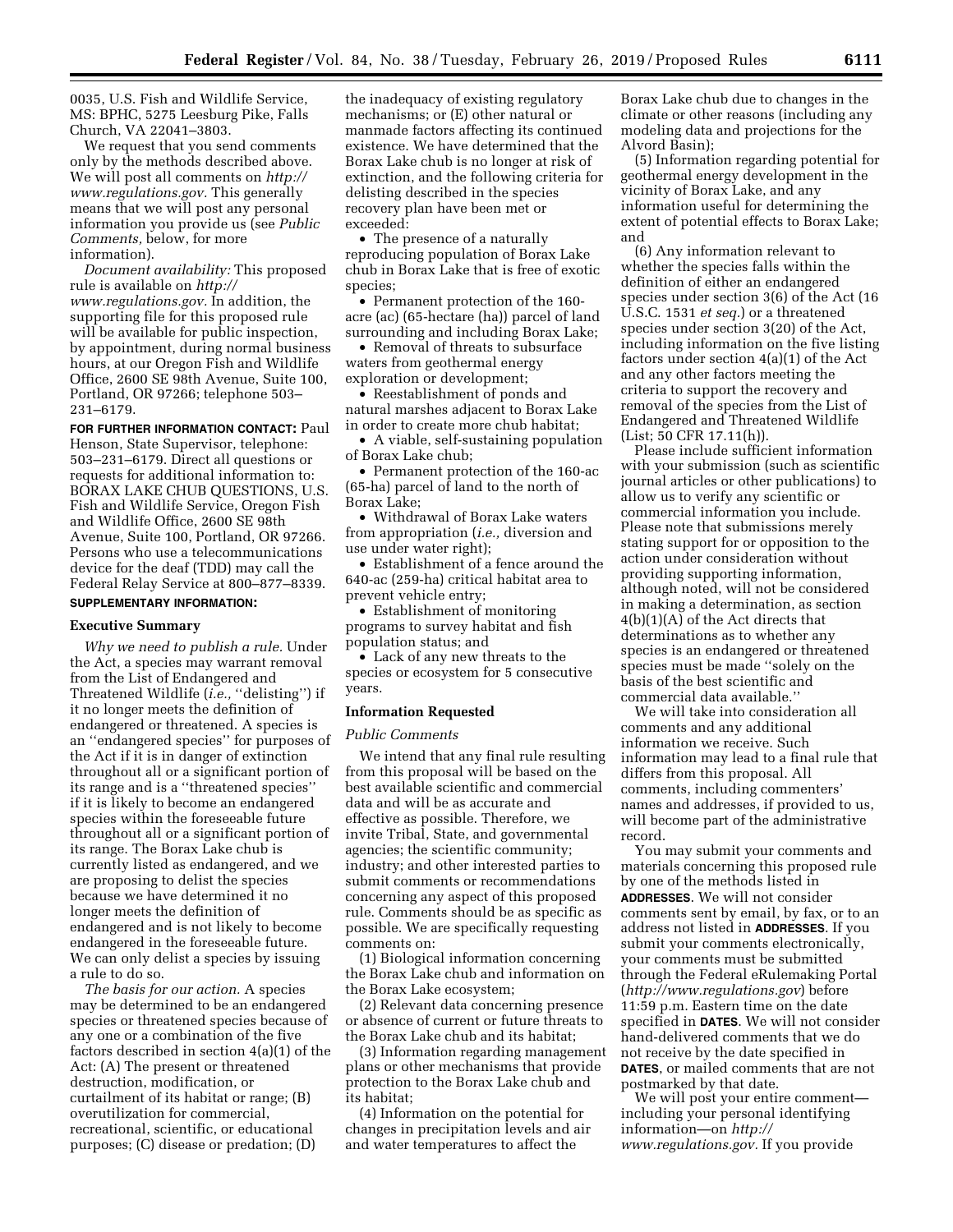0035, U.S. Fish and Wildlife Service, MS: BPHC, 5275 Leesburg Pike, Falls Church, VA 22041–3803.

We request that you send comments only by the methods described above. We will post all comments on *http://www.regulations.gov.* This generally means that we will post any personal information you provide us (see *Public Comments,* below, for more information).

*Document availability:* This proposed rule is available on *http://www.regulations.gov.* In addition, the supporting file for this proposed rule will be available for public inspection, by appointment, during normal business hours, at our Oregon Fish and Wildlife Office, 2600 SE 98th Avenue, Suite 100, Portland, OR 97266; telephone 503–231–6179.

**FOR FURTHER INFORMATION CONTACT:** Paul Henson, State Supervisor, telephone: 503–231–6179. Direct all questions or requests for additional information to: BORAX LAKE CHUB QUESTIONS, U.S. Fish and Wildlife Service, Oregon Fish and Wildlife Office, 2600 SE 98th Avenue, Suite 100, Portland, OR 97266. Persons who use a telecommunications device for the deaf (TDD) may call the Federal Relay Service at 800–877–8339.

**SUPPLEMENTARY INFORMATION:**

## Executive Summary

*Why we need to publish a rule.* Under the Act, a species may warrant removal from the List of Endangered and Threatened Wildlife (*i.e.,* ''delisting'') if it no longer meets the definition of endangered or threatened. A species is an ''endangered species'' for purposes of the Act if it is in danger of extinction throughout all or a significant portion of its range and is a ''threatened species'' if it is likely to become an endangered species within the foreseeable future throughout all or a significant portion of its range. The Borax Lake chub is currently listed as endangered, and we are proposing to delist the species because we have determined it no longer meets the definition of endangered and is not likely to become endangered in the foreseeable future. We can only delist a species by issuing a rule to do so.

*The basis for our action.* A species may be determined to be an endangered species or threatened species because of any one or a combination of the five factors described in section 4(a)(1) of the Act: (A) The present or threatened destruction, modification, or curtailment of its habitat or range; (B) overutilization for commercial, recreational, scientific, or educational purposes; (C) disease or predation; (D) the inadequacy of existing regulatory mechanisms; or (E) other natural or manmade factors affecting its continued existence. We have determined that the Borax Lake chub is no longer at risk of extinction, and the following criteria for delisting described in the species recovery plan have been met or exceeded:

- The presence of a naturally reproducing population of Borax Lake chub in Borax Lake that is free of exotic species;
- Permanent protection of the 160-acre (ac) (65-hectare (ha)) parcel of land surrounding and including Borax Lake;
- Removal of threats to subsurface waters from geothermal energy exploration or development;
- Reestablishment of ponds and natural marshes adjacent to Borax Lake in order to create more chub habitat;
- A viable, self-sustaining population of Borax Lake chub;
- Permanent protection of the 160-ac (65-ha) parcel of land to the north of Borax Lake;
- Withdrawal of Borax Lake waters from appropriation (*i.e.,* diversion and use under water right);
- Establishment of a fence around the 640-ac (259-ha) critical habitat area to prevent vehicle entry;
- Establishment of monitoring programs to survey habitat and fish population status; and
- Lack of any new threats to the species or ecosystem for 5 consecutive years.

## Information Requested

### Public Comments

We intend that any final rule resulting from this proposal will be based on the best available scientific and commercial data and will be as accurate and effective as possible. Therefore, we invite Tribal, State, and governmental agencies; the scientific community; industry; and other interested parties to submit comments or recommendations concerning any aspect of this proposed rule. Comments should be as specific as possible. We are specifically requesting comments on:

(1) Biological information concerning the Borax Lake chub and information on the Borax Lake ecosystem;

(2) Relevant data concerning presence or absence of current or future threats to the Borax Lake chub and its habitat;

(3) Information regarding management plans or other mechanisms that provide protection to the Borax Lake chub and its habitat;

(4) Information on the potential for changes in precipitation levels and air and water temperatures to affect the Borax Lake chub due to changes in the climate or other reasons (including any modeling data and projections for the Alvord Basin);

(5) Information regarding potential for geothermal energy development in the vicinity of Borax Lake, and any information useful for determining the extent of potential effects to Borax Lake; and

(6) Any information relevant to whether the species falls within the definition of either an endangered species under section 3(6) of the Act (16 U.S.C. 1531 *et seq.*) or a threatened species under section 3(20) of the Act, including information on the five listing factors under section 4(a)(1) of the Act and any other factors meeting the criteria to support the recovery and removal of the species from the List of Endangered and Threatened Wildlife (List; 50 CFR 17.11(h)).

Please include sufficient information with your submission (such as scientific journal articles or other publications) to allow us to verify any scientific or commercial information you include. Please note that submissions merely stating support for or opposition to the action under consideration without providing supporting information, although noted, will not be considered in making a determination, as section 4(b)(1)(A) of the Act directs that determinations as to whether any species is an endangered or threatened species must be made ''solely on the basis of the best scientific and commercial data available.''

We will take into consideration all comments and any additional information we receive. Such information may lead to a final rule that differs from this proposal. All comments, including commenters' names and addresses, if provided to us, will become part of the administrative record.

You may submit your comments and materials concerning this proposed rule by one of the methods listed in **ADDRESSES**. We will not consider comments sent by email, by fax, or to an address not listed in **ADDRESSES**. If you submit your comments electronically, your comments must be submitted through the Federal eRulemaking Portal (*http://www.regulations.gov*) before 11:59 p.m. Eastern time on the date specified in **DATES**. We will not consider hand-delivered comments that we do not receive by the date specified in **DATES**, or mailed comments that are not postmarked by that date.

We will post your entire comment—including your personal identifying information—on *http://www.regulations.gov.* If you provide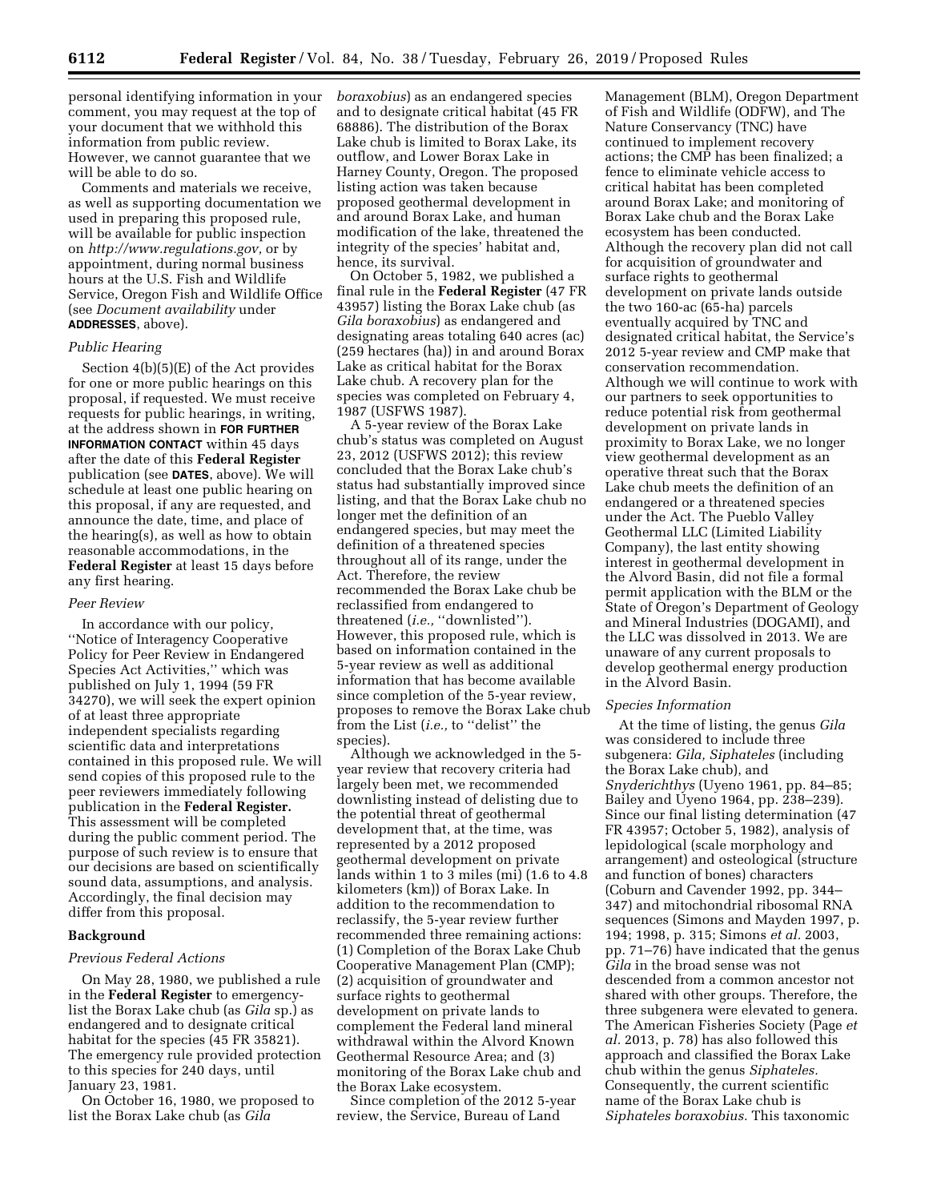personal identifying information in your comment, you may request at the top of your document that we withhold this information from public review. However, we cannot guarantee that we will be able to do so.

Comments and materials we receive, as well as supporting documentation we used in preparing this proposed rule, will be available for public inspection on *http://www.regulations.gov,* or by appointment, during normal business hours at the U.S. Fish and Wildlife Service, Oregon Fish and Wildlife Office (see *Document availability* under **ADDRESSES**, above).

*Public Hearing*

Section 4(b)(5)(E) of the Act provides for one or more public hearings on this proposal, if requested. We must receive requests for public hearings, in writing, at the address shown in **FOR FURTHER INFORMATION CONTACT** within 45 days after the date of this **Federal Register** publication (see **DATES**, above). We will schedule at least one public hearing on this proposal, if any are requested, and announce the date, time, and place of the hearing(s), as well as how to obtain reasonable accommodations, in the **Federal Register** at least 15 days before any first hearing.

*Peer Review*

In accordance with our policy, ''Notice of Interagency Cooperative Policy for Peer Review in Endangered Species Act Activities,'' which was published on July 1, 1994 (59 FR 34270), we will seek the expert opinion of at least three appropriate independent specialists regarding scientific data and interpretations contained in this proposed rule. We will send copies of this proposed rule to the peer reviewers immediately following publication in the **Federal Register.** This assessment will be completed during the public comment period. The purpose of such review is to ensure that our decisions are based on scientifically sound data, assumptions, and analysis. Accordingly, the final decision may differ from this proposal.

**Background**

*Previous Federal Actions*

On May 28, 1980, we published a rule in the **Federal Register** to emergency-list the Borax Lake chub (as *Gila* sp.) as endangered and to designate critical habitat for the species (45 FR 35821). The emergency rule provided protection to this species for 240 days, until January 23, 1981.

On October 16, 1980, we proposed to list the Borax Lake chub (as *Gila boraxobius*) as an endangered species and to designate critical habitat (45 FR 68886). The distribution of the Borax Lake chub is limited to Borax Lake, its outflow, and Lower Borax Lake in Harney County, Oregon. The proposed listing action was taken because proposed geothermal development in and around Borax Lake, and human modification of the lake, threatened the integrity of the species' habitat and, hence, its survival.

On October 5, 1982, we published a final rule in the **Federal Register** (47 FR 43957) listing the Borax Lake chub (as *Gila boraxobius*) as endangered and designating areas totaling 640 acres (ac) (259 hectares (ha)) in and around Borax Lake as critical habitat for the Borax Lake chub. A recovery plan for the species was completed on February 4, 1987 (USFWS 1987).

A 5-year review of the Borax Lake chub's status was completed on August 23, 2012 (USFWS 2012); this review concluded that the Borax Lake chub's status had substantially improved since listing, and that the Borax Lake chub no longer met the definition of an endangered species, but may meet the definition of a threatened species throughout all of its range, under the Act. Therefore, the review recommended the Borax Lake chub be reclassified from endangered to threatened (*i.e.,* ''downlisted''). However, this proposed rule, which is based on information contained in the 5-year review as well as additional information that has become available since completion of the 5-year review, proposes to remove the Borax Lake chub from the List (*i.e.,* to ''delist'' the species).

Although we acknowledged in the 5-year review that recovery criteria had largely been met, we recommended downlisting instead of delisting due to the potential threat of geothermal development that, at the time, was represented by a 2012 proposed geothermal development on private lands within 1 to 3 miles (mi) (1.6 to 4.8 kilometers (km)) of Borax Lake. In addition to the recommendation to reclassify, the 5-year review further recommended three remaining actions: (1) Completion of the Borax Lake Chub Cooperative Management Plan (CMP); (2) acquisition of groundwater and surface rights to geothermal development on private lands to complement the Federal land mineral withdrawal within the Alvord Known Geothermal Resource Area; and (3) monitoring of the Borax Lake chub and the Borax Lake ecosystem.

Since completion of the 2012 5-year review, the Service, Bureau of Land Management (BLM), Oregon Department of Fish and Wildlife (ODFW), and The Nature Conservancy (TNC) have continued to implement recovery actions; the CMP has been finalized; a fence to eliminate vehicle access to critical habitat has been completed around Borax Lake; and monitoring of Borax Lake chub and the Borax Lake ecosystem has been conducted. Although the recovery plan did not call for acquisition of groundwater and surface rights to geothermal development on private lands outside the two 160-ac (65-ha) parcels eventually acquired by TNC and designated critical habitat, the Service's 2012 5-year review and CMP make that conservation recommendation. Although we will continue to work with our partners to seek opportunities to reduce potential risk from geothermal development on private lands in proximity to Borax Lake, we no longer view geothermal development as an operative threat such that the Borax Lake chub meets the definition of an endangered or a threatened species under the Act. The Pueblo Valley Geothermal LLC (Limited Liability Company), the last entity showing interest in geothermal development in the Alvord Basin, did not file a formal permit application with the BLM or the State of Oregon's Department of Geology and Mineral Industries (DOGAMI), and the LLC was dissolved in 2013. We are unaware of any current proposals to develop geothermal energy production in the Alvord Basin.

*Species Information*

At the time of listing, the genus *Gila* was considered to include three subgenera: *Gila, Siphateles* (including the Borax Lake chub), and *Snyderichthys* (Uyeno 1961, pp. 84–85; Bailey and Uyeno 1964, pp. 238–239). Since our final listing determination (47 FR 43957; October 5, 1982), analysis of lepidological (scale morphology and arrangement) and osteological (structure and function of bones) characters (Coburn and Cavender 1992, pp. 344–347) and mitochondrial ribosomal RNA sequences (Simons and Mayden 1997, p. 194; 1998, p. 315; Simons *et al.* 2003, pp. 71–76) have indicated that the genus *Gila* in the broad sense was not descended from a common ancestor not shared with other groups. Therefore, the three subgenera were elevated to genera. The American Fisheries Society (Page *et al.* 2013, p. 78) has also followed this approach and classified the Borax Lake chub within the genus *Siphateles.* Consequently, the current scientific name of the Borax Lake chub is *Siphateles boraxobius.* This taxonomic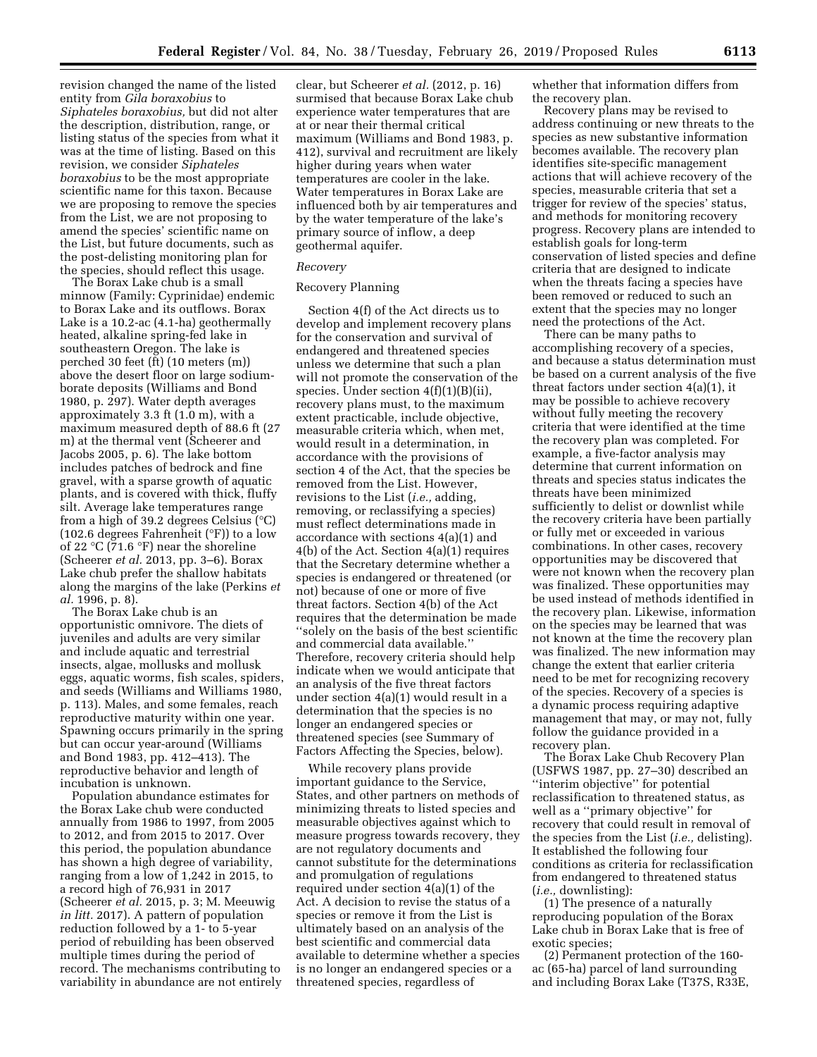revision changed the name of the listed entity from *Gila boraxobius* to *Siphateles boraxobius,* but did not alter the description, distribution, range, or listing status of the species from what it was at the time of listing. Based on this revision, we consider *Siphateles boraxobius* to be the most appropriate scientific name for this taxon. Because we are proposing to remove the species from the List, we are not proposing to amend the species' scientific name on the List, but future documents, such as the post-delisting monitoring plan for the species, should reflect this usage.

The Borax Lake chub is a small minnow (Family: Cyprinidae) endemic to Borax Lake and its outflows. Borax Lake is a 10.2-ac (4.1-ha) geothermally heated, alkaline spring-fed lake in southeastern Oregon. The lake is perched 30 feet (ft) (10 meters (m)) above the desert floor on large sodium-borate deposits (Williams and Bond 1980, p. 297). Water depth averages approximately 3.3 ft (1.0 m), with a maximum measured depth of 88.6 ft (27 m) at the thermal vent (Scheerer and Jacobs 2005, p. 6). The lake bottom includes patches of bedrock and fine gravel, with a sparse growth of aquatic plants, and is covered with thick, fluffy silt. Average lake temperatures range from a high of 39.2 degrees Celsius (°C) (102.6 degrees Fahrenheit (°F)) to a low of 22 °C (71.6 °F) near the shoreline (Scheerer *et al.* 2013, pp. 3–6). Borax Lake chub prefer the shallow habitats along the margins of the lake (Perkins *et al.* 1996, p. 8).

The Borax Lake chub is an opportunistic omnivore. The diets of juveniles and adults are very similar and include aquatic and terrestrial insects, algae, mollusks and mollusk eggs, aquatic worms, fish scales, spiders, and seeds (Williams and Williams 1980, p. 113). Males, and some females, reach reproductive maturity within one year. Spawning occurs primarily in the spring but can occur year-around (Williams and Bond 1983, pp. 412–413). The reproductive behavior and length of incubation is unknown.

Population abundance estimates for the Borax Lake chub were conducted annually from 1986 to 1997, from 2005 to 2012, and from 2015 to 2017. Over this period, the population abundance has shown a high degree of variability, ranging from a low of 1,242 in 2015, to a record high of 76,931 in 2017 (Scheerer *et al.* 2015, p. 3; M. Meeuwig *in litt.* 2017). A pattern of population reduction followed by a 1- to 5-year period of rebuilding has been observed multiple times during the period of record. The mechanisms contributing to variability in abundance are not entirely clear, but Scheerer *et al.* (2012, p. 16) surmised that because Borax Lake chub experience water temperatures that are at or near their thermal critical maximum (Williams and Bond 1983, p. 412), survival and recruitment are likely higher during years when water temperatures are cooler in the lake. Water temperatures in Borax Lake are influenced both by air temperatures and by the water temperature of the lake's primary source of inflow, a deep geothermal aquifer.

*Recovery*

Recovery Planning

Section 4(f) of the Act directs us to develop and implement recovery plans for the conservation and survival of endangered and threatened species unless we determine that such a plan will not promote the conservation of the species. Under section 4(f)(1)(B)(ii), recovery plans must, to the maximum extent practicable, include objective, measurable criteria which, when met, would result in a determination, in accordance with the provisions of section 4 of the Act, that the species be removed from the List. However, revisions to the List (*i.e.,* adding, removing, or reclassifying a species) must reflect determinations made in accordance with sections 4(a)(1) and 4(b) of the Act. Section 4(a)(1) requires that the Secretary determine whether a species is endangered or threatened (or not) because of one or more of five threat factors. Section 4(b) of the Act requires that the determination be made ''solely on the basis of the best scientific and commercial data available.'' Therefore, recovery criteria should help indicate when we would anticipate that an analysis of the five threat factors under section 4(a)(1) would result in a determination that the species is no longer an endangered species or threatened species (see Summary of Factors Affecting the Species, below).

While recovery plans provide important guidance to the Service, States, and other partners on methods of minimizing threats to listed species and measurable objectives against which to measure progress towards recovery, they are not regulatory documents and cannot substitute for the determinations and promulgation of regulations required under section 4(a)(1) of the Act. A decision to revise the status of a species or remove it from the List is ultimately based on an analysis of the best scientific and commercial data available to determine whether a species is no longer an endangered species or a threatened species, regardless of whether that information differs from the recovery plan.

Recovery plans may be revised to address continuing or new threats to the species as new substantive information becomes available. The recovery plan identifies site-specific management actions that will achieve recovery of the species, measurable criteria that set a trigger for review of the species' status, and methods for monitoring recovery progress. Recovery plans are intended to establish goals for long-term conservation of listed species and define criteria that are designed to indicate when the threats facing a species have been removed or reduced to such an extent that the species may no longer need the protections of the Act.

There can be many paths to accomplishing recovery of a species, and because a status determination must be based on a current analysis of the five threat factors under section 4(a)(1), it may be possible to achieve recovery without fully meeting the recovery criteria that were identified at the time the recovery plan was completed. For example, a five-factor analysis may determine that current information on threats and species status indicates the threats have been minimized sufficiently to delist or downlist while the recovery criteria have been partially or fully met or exceeded in various combinations. In other cases, recovery opportunities may be discovered that were not known when the recovery plan was finalized. These opportunities may be used instead of methods identified in the recovery plan. Likewise, information on the species may be learned that was not known at the time the recovery plan was finalized. The new information may change the extent that earlier criteria need to be met for recognizing recovery of the species. Recovery of a species is a dynamic process requiring adaptive management that may, or may not, fully follow the guidance provided in a recovery plan.

The Borax Lake Chub Recovery Plan (USFWS 1987, pp. 27–30) described an ''interim objective'' for potential reclassification to threatened status, as well as a ''primary objective'' for recovery that could result in removal of the species from the List (*i.e.,* delisting). It established the following four conditions as criteria for reclassification from endangered to threatened status (*i.e.,* downlisting):

(1) The presence of a naturally reproducing population of the Borax Lake chub in Borax Lake that is free of exotic species;

(2) Permanent protection of the 160-ac (65-ha) parcel of land surrounding and including Borax Lake (T37S, R33E,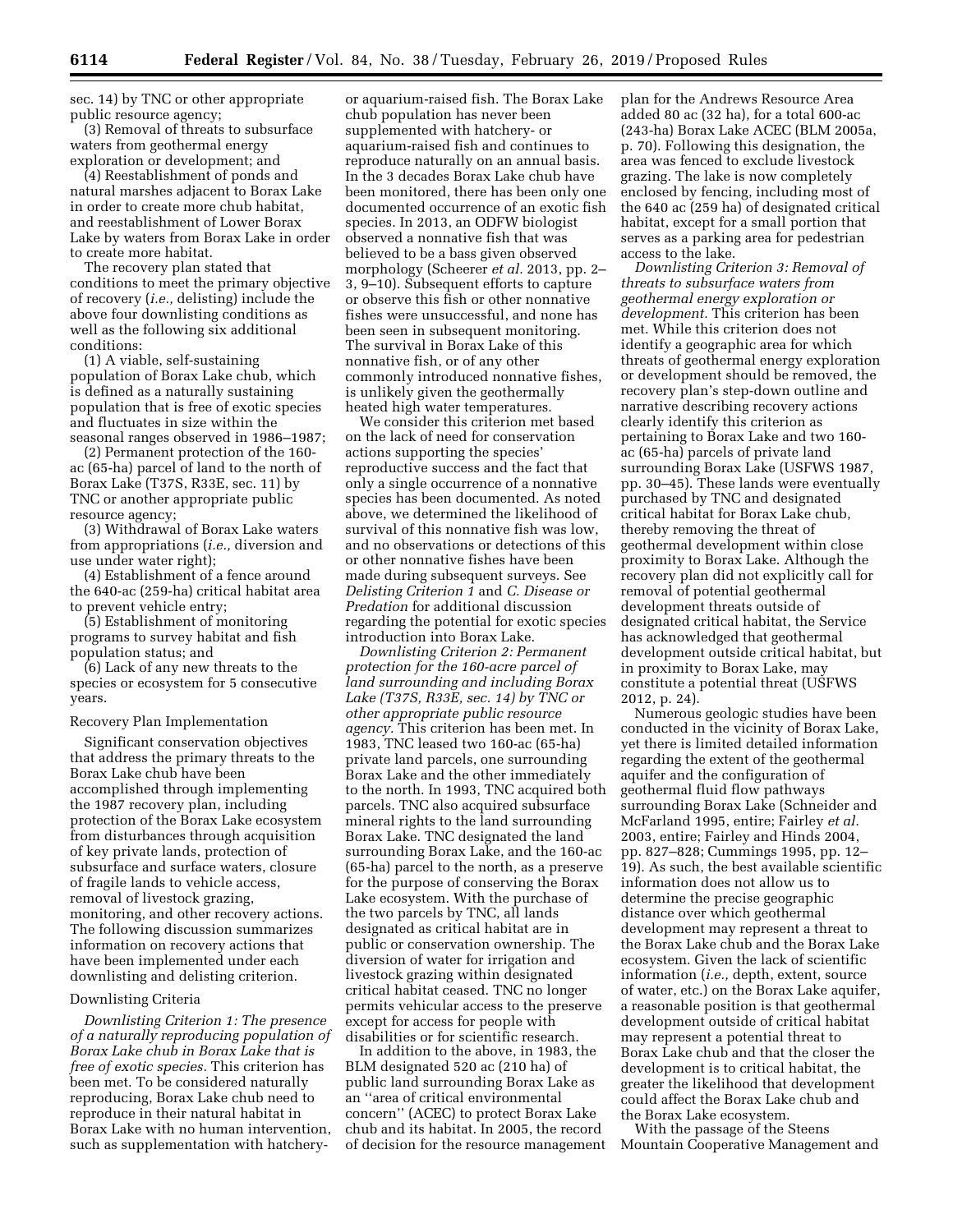sec. 14) by TNC or other appropriate public resource agency;

(3) Removal of threats to subsurface waters from geothermal energy exploration or development; and

(4) Reestablishment of ponds and natural marshes adjacent to Borax Lake in order to create more chub habitat, and reestablishment of Lower Borax Lake by waters from Borax Lake in order to create more habitat.

The recovery plan stated that conditions to meet the primary objective of recovery (*i.e.,* delisting) include the above four downlisting conditions as well as the following six additional conditions:

(1) A viable, self-sustaining population of Borax Lake chub, which is defined as a naturally sustaining population that is free of exotic species and fluctuates in size within the seasonal ranges observed in 1986–1987;

(2) Permanent protection of the 160-ac (65-ha) parcel of land to the north of Borax Lake (T37S, R33E, sec. 11) by TNC or another appropriate public resource agency;

(3) Withdrawal of Borax Lake waters from appropriations (*i.e.,* diversion and use under water right);

(4) Establishment of a fence around the 640-ac (259-ha) critical habitat area to prevent vehicle entry;

(5) Establishment of monitoring programs to survey habitat and fish population status; and

(6) Lack of any new threats to the species or ecosystem for 5 consecutive years.

### Recovery Plan Implementation

Significant conservation objectives that address the primary threats to the Borax Lake chub have been accomplished through implementing the 1987 recovery plan, including protection of the Borax Lake ecosystem from disturbances through acquisition of key private lands, protection of subsurface and surface waters, closure of fragile lands to vehicle access, removal of livestock grazing, monitoring, and other recovery actions. The following discussion summarizes information on recovery actions that have been implemented under each downlisting and delisting criterion.

### Downlisting Criteria

*Downlisting Criterion 1: The presence of a naturally reproducing population of Borax Lake chub in Borax Lake that is free of exotic species.* This criterion has been met. To be considered naturally reproducing, Borax Lake chub need to reproduce in their natural habitat in Borax Lake with no human intervention, such as supplementation with hatchery- or aquarium-raised fish. The Borax Lake chub population has never been supplemented with hatchery- or aquarium-raised fish and continues to reproduce naturally on an annual basis. In the 3 decades Borax Lake chub have been monitored, there has been only one documented occurrence of an exotic fish species. In 2013, an ODFW biologist observed a nonnative fish that was believed to be a bass given observed morphology (Scheerer *et al.* 2013, pp. 2–3, 9–10). Subsequent efforts to capture or observe this fish or other nonnative fishes were unsuccessful, and none has been seen in subsequent monitoring. The survival in Borax Lake of this nonnative fish, or of any other commonly introduced nonnative fishes, is unlikely given the geothermally heated high water temperatures.

We consider this criterion met based on the lack of need for conservation actions supporting the species' reproductive success and the fact that only a single occurrence of a nonnative species has been documented. As noted above, we determined the likelihood of survival of this nonnative fish was low, and no observations or detections of this or other nonnative fishes have been made during subsequent surveys. See *Delisting Criterion 1* and *C. Disease or Predation* for additional discussion regarding the potential for exotic species introduction into Borax Lake.

*Downlisting Criterion 2: Permanent protection for the 160-acre parcel of land surrounding and including Borax Lake (T37S, R33E, sec. 14) by TNC or other appropriate public resource agency.* This criterion has been met. In 1983, TNC leased two 160-ac (65-ha) private land parcels, one surrounding Borax Lake and the other immediately to the north. In 1993, TNC acquired both parcels. TNC also acquired subsurface mineral rights to the land surrounding Borax Lake. TNC designated the land surrounding Borax Lake, and the 160-ac (65-ha) parcel to the north, as a preserve for the purpose of conserving the Borax Lake ecosystem. With the purchase of the two parcels by TNC, all lands designated as critical habitat are in public or conservation ownership. The diversion of water for irrigation and livestock grazing within designated critical habitat ceased. TNC no longer permits vehicular access to the preserve except for access for people with disabilities or for scientific research.

In addition to the above, in 1983, the BLM designated 520 ac (210 ha) of public land surrounding Borax Lake as an ''area of critical environmental concern'' (ACEC) to protect Borax Lake chub and its habitat. In 2005, the record of decision for the resource management plan for the Andrews Resource Area added 80 ac (32 ha), for a total 600-ac (243-ha) Borax Lake ACEC (BLM 2005a, p. 70). Following this designation, the area was fenced to exclude livestock grazing. The lake is now completely enclosed by fencing, including most of the 640 ac (259 ha) of designated critical habitat, except for a small portion that serves as a parking area for pedestrian access to the lake.

*Downlisting Criterion 3: Removal of threats to subsurface waters from geothermal energy exploration or development.* This criterion has been met. While this criterion does not identify a geographic area for which threats of geothermal energy exploration or development should be removed, the recovery plan's step-down outline and narrative describing recovery actions clearly identify this criterion as pertaining to Borax Lake and two 160-ac (65-ha) parcels of private land surrounding Borax Lake (USFWS 1987, pp. 30–45). These lands were eventually purchased by TNC and designated critical habitat for Borax Lake chub, thereby removing the threat of geothermal development within close proximity to Borax Lake. Although the recovery plan did not explicitly call for removal of potential geothermal development threats outside of designated critical habitat, the Service has acknowledged that geothermal development outside critical habitat, but in proximity to Borax Lake, may constitute a potential threat (USFWS 2012, p. 24).

Numerous geologic studies have been conducted in the vicinity of Borax Lake, yet there is limited detailed information regarding the extent of the geothermal aquifer and the configuration of geothermal fluid flow pathways surrounding Borax Lake (Schneider and McFarland 1995, entire; Fairley *et al.* 2003, entire; Fairley and Hinds 2004, pp. 827–828; Cummings 1995, pp. 12–19). As such, the best available scientific information does not allow us to determine the precise geographic distance over which geothermal development may represent a threat to the Borax Lake chub and the Borax Lake ecosystem. Given the lack of scientific information (*i.e.,* depth, extent, source of water, etc.) on the Borax Lake aquifer, a reasonable position is that geothermal development outside of critical habitat may represent a potential threat to Borax Lake chub and that the closer the development is to critical habitat, the greater the likelihood that development could affect the Borax Lake chub and the Borax Lake ecosystem.

With the passage of the Steens Mountain Cooperative Management and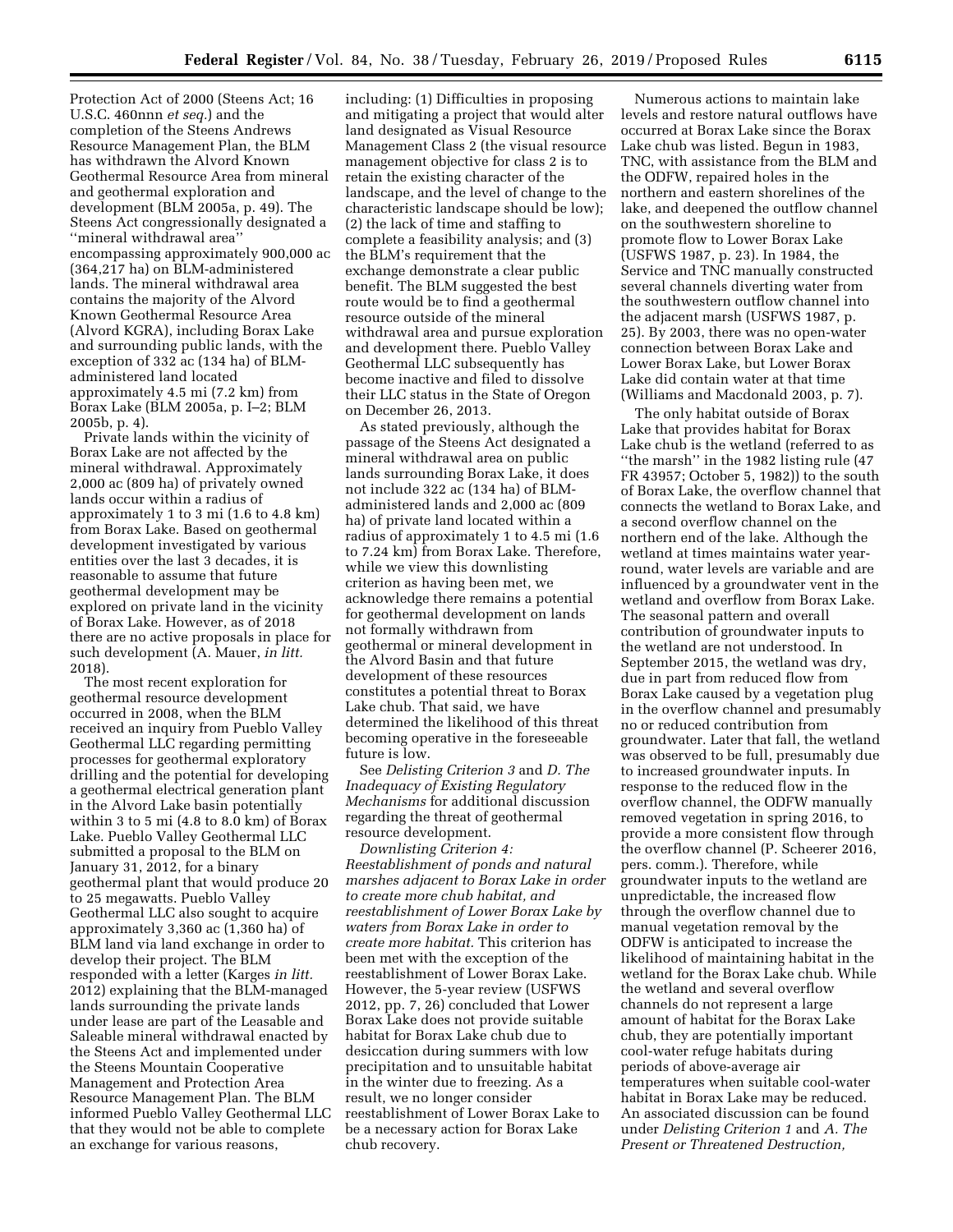Protection Act of 2000 (Steens Act; 16 U.S.C. 460nnn *et seq.*) and the completion of the Steens Andrews Resource Management Plan, the BLM has withdrawn the Alvord Known Geothermal Resource Area from mineral and geothermal exploration and development (BLM 2005a, p. 49). The Steens Act congressionally designated a ''mineral withdrawal area'' encompassing approximately 900,000 ac (364,217 ha) on BLM-administered lands. The mineral withdrawal area contains the majority of the Alvord Known Geothermal Resource Area (Alvord KGRA), including Borax Lake and surrounding public lands, with the exception of 332 ac (134 ha) of BLM-administered land located approximately 4.5 mi (7.2 km) from Borax Lake (BLM 2005a, p. I–2; BLM 2005b, p. 4).

Private lands within the vicinity of Borax Lake are not affected by the mineral withdrawal. Approximately 2,000 ac (809 ha) of privately owned lands occur within a radius of approximately 1 to 3 mi (1.6 to 4.8 km) from Borax Lake. Based on geothermal development investigated by various entities over the last 3 decades, it is reasonable to assume that future geothermal development may be explored on private land in the vicinity of Borax Lake. However, as of 2018 there are no active proposals in place for such development (A. Mauer, *in litt.* 2018).

The most recent exploration for geothermal resource development occurred in 2008, when the BLM received an inquiry from Pueblo Valley Geothermal LLC regarding permitting processes for geothermal exploratory drilling and the potential for developing a geothermal electrical generation plant in the Alvord Lake basin potentially within 3 to 5 mi (4.8 to 8.0 km) of Borax Lake. Pueblo Valley Geothermal LLC submitted a proposal to the BLM on January 31, 2012, for a binary geothermal plant that would produce 20 to 25 megawatts. Pueblo Valley Geothermal LLC also sought to acquire approximately 3,360 ac (1,360 ha) of BLM land via land exchange in order to develop their project. The BLM responded with a letter (Karges *in litt.* 2012) explaining that the BLM-managed lands surrounding the private lands under lease are part of the Leasable and Saleable mineral withdrawal enacted by the Steens Act and implemented under the Steens Mountain Cooperative Management and Protection Area Resource Management Plan. The BLM informed Pueblo Valley Geothermal LLC that they would not be able to complete an exchange for various reasons, including: (1) Difficulties in proposing and mitigating a project that would alter land designated as Visual Resource Management Class 2 (the visual resource management objective for class 2 is to retain the existing character of the landscape, and the level of change to the characteristic landscape should be low); (2) the lack of time and staffing to complete a feasibility analysis; and (3) the BLM's requirement that the exchange demonstrate a clear public benefit. The BLM suggested the best route would be to find a geothermal resource outside of the mineral withdrawal area and pursue exploration and development there. Pueblo Valley Geothermal LLC subsequently has become inactive and filed to dissolve their LLC status in the State of Oregon on December 26, 2013.

As stated previously, although the passage of the Steens Act designated a mineral withdrawal area on public lands surrounding Borax Lake, it does not include 322 ac (134 ha) of BLM-administered lands and 2,000 ac (809 ha) of private land located within a radius of approximately 1 to 4.5 mi (1.6 to 7.24 km) from Borax Lake. Therefore, while we view this downlisting criterion as having been met, we acknowledge there remains a potential for geothermal development on lands not formally withdrawn from geothermal or mineral development in the Alvord Basin and that future development of these resources constitutes a potential threat to Borax Lake chub. That said, we have determined the likelihood of this threat becoming operative in the foreseeable future is low.

See *Delisting Criterion 3* and *D. The Inadequacy of Existing Regulatory Mechanisms* for additional discussion regarding the threat of geothermal resource development.

*Downlisting Criterion 4: Reestablishment of ponds and natural marshes adjacent to Borax Lake in order to create more chub habitat, and reestablishment of Lower Borax Lake by waters from Borax Lake in order to create more habitat.* This criterion has been met with the exception of the reestablishment of Lower Borax Lake. However, the 5-year review (USFWS 2012, pp. 7, 26) concluded that Lower Borax Lake does not provide suitable habitat for Borax Lake chub due to desiccation during summers with low precipitation and to unsuitable habitat in the winter due to freezing. As a result, we no longer consider reestablishment of Lower Borax Lake to be a necessary action for Borax Lake chub recovery.

Numerous actions to maintain lake levels and restore natural outflows have occurred at Borax Lake since the Borax Lake chub was listed. Begun in 1983, TNC, with assistance from the BLM and the ODFW, repaired holes in the northern and eastern shorelines of the lake, and deepened the outflow channel on the southwestern shoreline to promote flow to Lower Borax Lake (USFWS 1987, p. 23). In 1984, the Service and TNC manually constructed several channels diverting water from the southwestern outflow channel into the adjacent marsh (USFWS 1987, p. 25). By 2003, there was no open-water connection between Borax Lake and Lower Borax Lake, but Lower Borax Lake did contain water at that time (Williams and Macdonald 2003, p. 7).

The only habitat outside of Borax Lake that provides habitat for Borax Lake chub is the wetland (referred to as ''the marsh'' in the 1982 listing rule (47 FR 43957; October 5, 1982)) to the south of Borax Lake, the overflow channel that connects the wetland to Borax Lake, and a second overflow channel on the northern end of the lake. Although the wetland at times maintains water year-round, water levels are variable and are influenced by a groundwater vent in the wetland and overflow from Borax Lake. The seasonal pattern and overall contribution of groundwater inputs to the wetland are not understood. In September 2015, the wetland was dry, due in part from reduced flow from Borax Lake caused by a vegetation plug in the overflow channel and presumably no or reduced contribution from groundwater. Later that fall, the wetland was observed to be full, presumably due to increased groundwater inputs. In response to the reduced flow in the overflow channel, the ODFW manually removed vegetation in spring 2016, to provide a more consistent flow through the overflow channel (P. Scheerer 2016, pers. comm.). Therefore, while groundwater inputs to the wetland are unpredictable, the increased flow through the overflow channel due to manual vegetation removal by the ODFW is anticipated to increase the likelihood of maintaining habitat in the wetland for the Borax Lake chub. While the wetland and several overflow channels do not represent a large amount of habitat for the Borax Lake chub, they are potentially important cool-water refuge habitats during periods of above-average air temperatures when suitable cool-water habitat in Borax Lake may be reduced. An associated discussion can be found under *Delisting Criterion 1* and *A. The Present or Threatened Destruction,*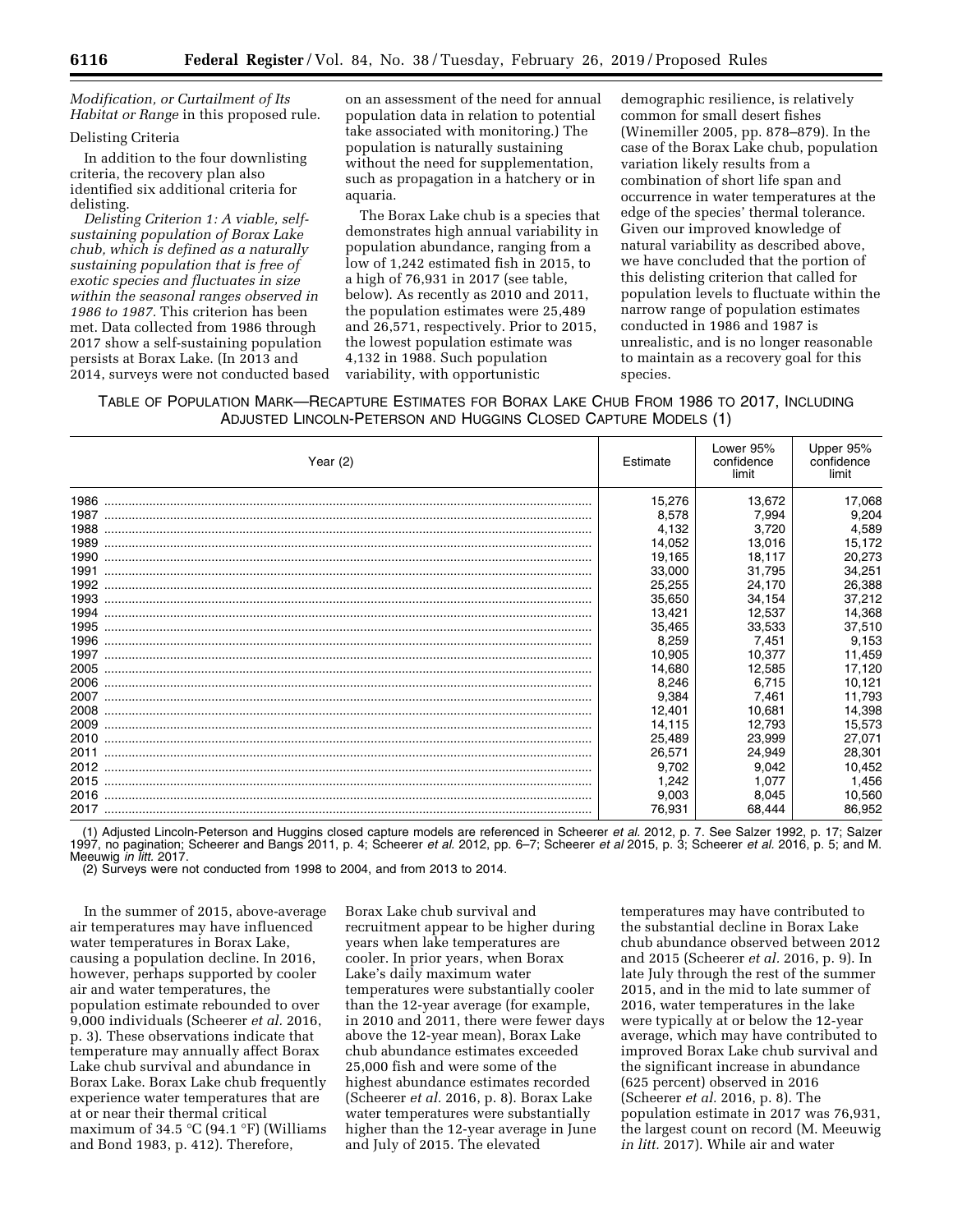*Modification, or Curtailment of Its Habitat or Range* in this proposed rule.

Delisting Criteria

In addition to the four downlisting criteria, the recovery plan also identified six additional criteria for delisting.

*Delisting Criterion 1: A viable, self-sustaining population of Borax Lake chub, which is defined as a naturally sustaining population that is free of exotic species and fluctuates in size within the seasonal ranges observed in 1986 to 1987.* This criterion has been met. Data collected from 1986 through 2017 show a self-sustaining population persists at Borax Lake. (In 2013 and 2014, surveys were not conducted based on an assessment of the need for annual population data in relation to potential take associated with monitoring.) The population is naturally sustaining without the need for supplementation, such as propagation in a hatchery or in aquaria.

The Borax Lake chub is a species that demonstrates high annual variability in population abundance, ranging from a low of 1,242 estimated fish in 2015, to a high of 76,931 in 2017 (see table, below). As recently as 2010 and 2011, the population estimates were 25,489 and 26,571, respectively. Prior to 2015, the lowest population estimate was 4,132 in 1988. Such population variability, with opportunistic demographic resilience, is relatively common for small desert fishes (Winemiller 2005, pp. 878–879). In the case of the Borax Lake chub, population variation likely results from a combination of short life span and occurrence in water temperatures at the edge of the species' thermal tolerance. Given our improved knowledge of natural variability as described above, we have concluded that the portion of this delisting criterion that called for population levels to fluctuate within the narrow range of population estimates conducted in 1986 and 1987 is unrealistic, and is no longer reasonable to maintain as a recovery goal for this species.

TABLE OF POPULATION MARK—RECAPTURE ESTIMATES FOR BORAX LAKE CHUB FROM 1986 TO 2017, INCLUDING ADJUSTED LINCOLN-PETERSON AND HUGGINS CLOSED CAPTURE MODELS (1)

| Year (2) | Estimate | Lower 95% confidence limit | Upper 95% confidence limit |
|---|---|---|---|
| 1986 | 15,276 | 13,672 | 17,068 |
| 1987 | 8,578 | 7,994 | 9,204 |
| 1988 | 4,132 | 3,720 | 4,589 |
| 1989 | 14,052 | 13,016 | 15,172 |
| 1990 | 19,165 | 18,117 | 20,273 |
| 1991 | 33,000 | 31,795 | 34,251 |
| 1992 | 25,255 | 24,170 | 26,388 |
| 1993 | 35,650 | 34,154 | 37,212 |
| 1994 | 13,421 | 12,537 | 14,368 |
| 1995 | 35,465 | 33,533 | 37,510 |
| 1996 | 8,259 | 7,451 | 9,153 |
| 1997 | 10,905 | 10,377 | 11,459 |
| 2005 | 14,680 | 12,585 | 17,120 |
| 2006 | 8,246 | 6,715 | 10,121 |
| 2007 | 9,384 | 7,461 | 11,793 |
| 2008 | 12,401 | 10,681 | 14,398 |
| 2009 | 14,115 | 12,793 | 15,573 |
| 2010 | 25,489 | 23,999 | 27,071 |
| 2011 | 26,571 | 24,949 | 28,301 |
| 2012 | 9,702 | 9,042 | 10,452 |
| 2015 | 1,242 | 1,077 | 1,456 |
| 2016 | 9,003 | 8,045 | 10,560 |
| 2017 | 76,931 | 68,444 | 86,952 |

(1) Adjusted Lincoln-Peterson and Huggins closed capture models are referenced in Scheerer *et al.* 2012, p. 7. See Salzer 1992, p. 17; Salzer 1997, no pagination; Scheerer and Bangs 2011, p. 4; Scheerer *et al.* 2012, pp. 6–7; Scheerer *et al* 2015, p. 3; Scheerer *et al.* 2016, p. 5; and M. Meeuwig *in litt.* 2017.

(2) Surveys were not conducted from 1998 to 2004, and from 2013 to 2014.

In the summer of 2015, above-average air temperatures may have influenced water temperatures in Borax Lake, causing a population decline. In 2016, however, perhaps supported by cooler air and water temperatures, the population estimate rebounded to over 9,000 individuals (Scheerer *et al.* 2016, p. 3). These observations indicate that temperature may annually affect Borax Lake chub survival and abundance in Borax Lake. Borax Lake chub frequently experience water temperatures that are at or near their thermal critical maximum of 34.5 °C (94.1 °F) (Williams and Bond 1983, p. 412). Therefore, Borax Lake chub survival and recruitment appear to be higher during years when lake temperatures are cooler. In prior years, when Borax Lake's daily maximum water temperatures were substantially cooler than the 12-year average (for example, in 2010 and 2011, there were fewer days above the 12-year mean), Borax Lake chub abundance estimates exceeded 25,000 fish and were some of the highest abundance estimates recorded (Scheerer *et al.* 2016, p. 8). Borax Lake water temperatures were substantially higher than the 12-year average in June and July of 2015. The elevated temperatures may have contributed to the substantial decline in Borax Lake chub abundance observed between 2012 and 2015 (Scheerer *et al.* 2016, p. 9). In late July through the rest of the summer 2015, and in the mid to late summer of 2016, water temperatures in the lake were typically at or below the 12-year average, which may have contributed to improved Borax Lake chub survival and the significant increase in abundance (625 percent) observed in 2016 (Scheerer *et al.* 2016, p. 8). The population estimate in 2017 was 76,931, the largest count on record (M. Meeuwig *in litt.* 2017). While air and water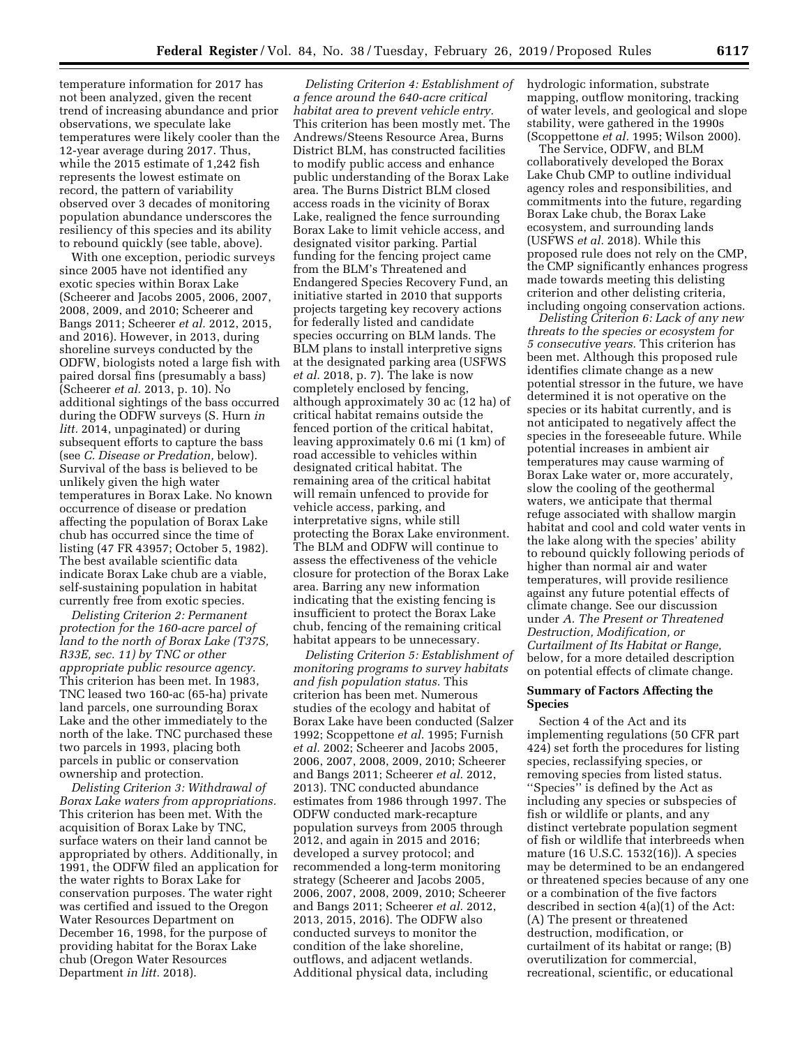temperature information for 2017 has not been analyzed, given the recent trend of increasing abundance and prior observations, we speculate lake temperatures were likely cooler than the 12-year average during 2017. Thus, while the 2015 estimate of 1,242 fish represents the lowest estimate on record, the pattern of variability observed over 3 decades of monitoring population abundance underscores the resiliency of this species and its ability to rebound quickly (see table, above).

With one exception, periodic surveys since 2005 have not identified any exotic species within Borax Lake (Scheerer and Jacobs 2005, 2006, 2007, 2008, 2009, and 2010; Scheerer and Bangs 2011; Scheerer *et al.* 2012, 2015, and 2016). However, in 2013, during shoreline surveys conducted by the ODFW, biologists noted a large fish with paired dorsal fins (presumably a bass) (Scheerer *et al.* 2013, p. 10). No additional sightings of the bass occurred during the ODFW surveys (S. Hurn *in litt.* 2014, unpaginated) or during subsequent efforts to capture the bass (see *C. Disease or Predation,* below). Survival of the bass is believed to be unlikely given the high water temperatures in Borax Lake. No known occurrence of disease or predation affecting the population of Borax Lake chub has occurred since the time of listing (47 FR 43957; October 5, 1982). The best available scientific data indicate Borax Lake chub are a viable, self-sustaining population in habitat currently free from exotic species.

*Delisting Criterion 2: Permanent protection for the 160-acre parcel of land to the north of Borax Lake (T37S, R33E, sec. 11) by TNC or other appropriate public resource agency.* This criterion has been met. In 1983, TNC leased two 160-ac (65-ha) private land parcels, one surrounding Borax Lake and the other immediately to the north of the lake. TNC purchased these two parcels in 1993, placing both parcels in public or conservation ownership and protection.

*Delisting Criterion 3: Withdrawal of Borax Lake waters from appropriations.* This criterion has been met. With the acquisition of Borax Lake by TNC, surface waters on their land cannot be appropriated by others. Additionally, in 1991, the ODFW filed an application for the water rights to Borax Lake for conservation purposes. The water right was certified and issued to the Oregon Water Resources Department on December 16, 1998, for the purpose of providing habitat for the Borax Lake chub (Oregon Water Resources Department *in litt.* 2018).

*Delisting Criterion 4: Establishment of a fence around the 640-acre critical habitat area to prevent vehicle entry.* This criterion has been mostly met. The Andrews/Steens Resource Area, Burns District BLM, has constructed facilities to modify public access and enhance public understanding of the Borax Lake area. The Burns District BLM closed access roads in the vicinity of Borax Lake, realigned the fence surrounding Borax Lake to limit vehicle access, and designated visitor parking. Partial funding for the fencing project came from the BLM's Threatened and Endangered Species Recovery Fund, an initiative started in 2010 that supports projects targeting key recovery actions for federally listed and candidate species occurring on BLM lands. The BLM plans to install interpretive signs at the designated parking area (USFWS *et al.* 2018, p. 7). The lake is now completely enclosed by fencing, although approximately 30 ac (12 ha) of critical habitat remains outside the fenced portion of the critical habitat, leaving approximately 0.6 mi (1 km) of road accessible to vehicles within designated critical habitat. The remaining area of the critical habitat will remain unfenced to provide for vehicle access, parking, and interpretative signs, while still protecting the Borax Lake environment. The BLM and ODFW will continue to assess the effectiveness of the vehicle closure for protection of the Borax Lake area. Barring any new information indicating that the existing fencing is insufficient to protect the Borax Lake chub, fencing of the remaining critical habitat appears to be unnecessary.

*Delisting Criterion 5: Establishment of monitoring programs to survey habitats and fish population status.* This criterion has been met. Numerous studies of the ecology and habitat of Borax Lake have been conducted (Salzer 1992; Scoppettone *et al.* 1995; Furnish *et al.* 2002; Scheerer and Jacobs 2005, 2006, 2007, 2008, 2009, 2010; Scheerer and Bangs 2011; Scheerer *et al.* 2012, 2013). TNC conducted abundance estimates from 1986 through 1997. The ODFW conducted mark-recapture population surveys from 2005 through 2012, and again in 2015 and 2016; developed a survey protocol; and recommended a long-term monitoring strategy (Scheerer and Jacobs 2005, 2006, 2007, 2008, 2009, 2010; Scheerer and Bangs 2011; Scheerer *et al.* 2012, 2013, 2015, 2016). The ODFW also conducted surveys to monitor the condition of the lake shoreline, outflows, and adjacent wetlands. Additional physical data, including hydrologic information, substrate mapping, outflow monitoring, tracking of water levels, and geological and slope stability, were gathered in the 1990s (Scoppettone *et al.* 1995; Wilson 2000).

The Service, ODFW, and BLM collaboratively developed the Borax Lake Chub CMP to outline individual agency roles and responsibilities, and commitments into the future, regarding Borax Lake chub, the Borax Lake ecosystem, and surrounding lands (USFWS *et al.* 2018). While this proposed rule does not rely on the CMP, the CMP significantly enhances progress made towards meeting this delisting criterion and other delisting criteria, including ongoing conservation actions.

*Delisting Criterion 6: Lack of any new threats to the species or ecosystem for 5 consecutive years.* This criterion has been met. Although this proposed rule identifies climate change as a new potential stressor in the future, we have determined it is not operative on the species or its habitat currently, and is not anticipated to negatively affect the species in the foreseeable future. While potential increases in ambient air temperatures may cause warming of Borax Lake water or, more accurately, slow the cooling of the geothermal waters, we anticipate that thermal refuge associated with shallow margin habitat and cool and cold water vents in the lake along with the species' ability to rebound quickly following periods of higher than normal air and water temperatures, will provide resilience against any future potential effects of climate change. See our discussion under *A. The Present or Threatened Destruction, Modification, or Curtailment of Its Habitat or Range,* below, for a more detailed description on potential effects of climate change.

## Summary of Factors Affecting the Species

Section 4 of the Act and its implementing regulations (50 CFR part 424) set forth the procedures for listing species, reclassifying species, or removing species from listed status. ''Species'' is defined by the Act as including any species or subspecies of fish or wildlife or plants, and any distinct vertebrate population segment of fish or wildlife that interbreeds when mature (16 U.S.C. 1532(16)). A species may be determined to be an endangered or threatened species because of any one or a combination of the five factors described in section 4(a)(1) of the Act: (A) The present or threatened destruction, modification, or curtailment of its habitat or range; (B) overutilization for commercial, recreational, scientific, or educational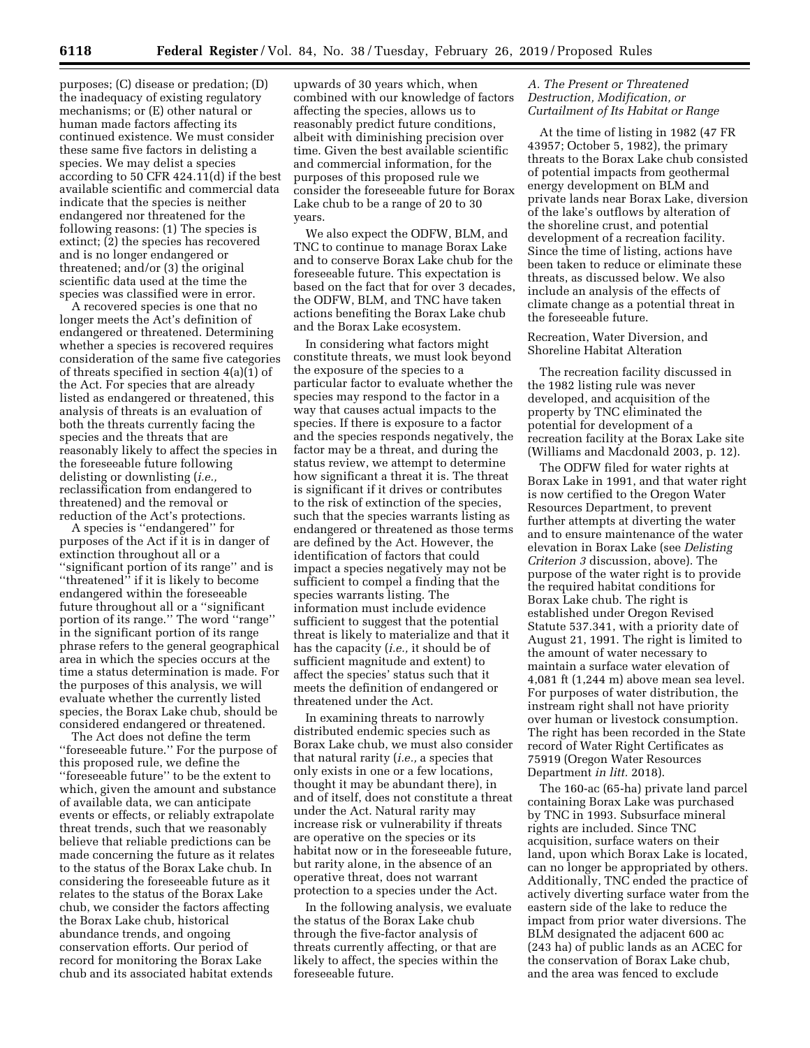purposes; (C) disease or predation; (D) the inadequacy of existing regulatory mechanisms; or (E) other natural or human made factors affecting its continued existence. We must consider these same five factors in delisting a species. We may delist a species according to 50 CFR 424.11(d) if the best available scientific and commercial data indicate that the species is neither endangered nor threatened for the following reasons: (1) The species is extinct; (2) the species has recovered and is no longer endangered or threatened; and/or (3) the original scientific data used at the time the species was classified were in error.

A recovered species is one that no longer meets the Act's definition of endangered or threatened. Determining whether a species is recovered requires consideration of the same five categories of threats specified in section 4(a)(1) of the Act. For species that are already listed as endangered or threatened, this analysis of threats is an evaluation of both the threats currently facing the species and the threats that are reasonably likely to affect the species in the foreseeable future following delisting or downlisting (*i.e.,* reclassification from endangered to threatened) and the removal or reduction of the Act's protections.

A species is "endangered" for purposes of the Act if it is in danger of extinction throughout all or a "significant portion of its range" and is "threatened" if it is likely to become endangered within the foreseeable future throughout all or a "significant portion of its range." The word "range" in the significant portion of its range phrase refers to the general geographical area in which the species occurs at the time a status determination is made. For the purposes of this analysis, we will evaluate whether the currently listed species, the Borax Lake chub, should be considered endangered or threatened.

The Act does not define the term "foreseeable future." For the purpose of this proposed rule, we define the "foreseeable future" to be the extent to which, given the amount and substance of available data, we can anticipate events or effects, or reliably extrapolate threat trends, such that we reasonably believe that reliable predictions can be made concerning the future as it relates to the status of the Borax Lake chub. In considering the foreseeable future as it relates to the status of the Borax Lake chub, we consider the factors affecting the Borax Lake chub, historical abundance trends, and ongoing conservation efforts. Our period of record for monitoring the Borax Lake chub and its associated habitat extends upwards of 30 years which, when combined with our knowledge of factors affecting the species, allows us to reasonably predict future conditions, albeit with diminishing precision over time. Given the best available scientific and commercial information, for the purposes of this proposed rule we consider the foreseeable future for Borax Lake chub to be a range of 20 to 30 years.

We also expect the ODFW, BLM, and TNC to continue to manage Borax Lake and to conserve Borax Lake chub for the foreseeable future. This expectation is based on the fact that for over 3 decades, the ODFW, BLM, and TNC have taken actions benefiting the Borax Lake chub and the Borax Lake ecosystem.

In considering what factors might constitute threats, we must look beyond the exposure of the species to a particular factor to evaluate whether the species may respond to the factor in a way that causes actual impacts to the species. If there is exposure to a factor and the species responds negatively, the factor may be a threat, and during the status review, we attempt to determine how significant a threat it is. The threat is significant if it drives or contributes to the risk of extinction of the species, such that the species warrants listing as endangered or threatened as those terms are defined by the Act. However, the identification of factors that could impact a species negatively may not be sufficient to compel a finding that the species warrants listing. The information must include evidence sufficient to suggest that the potential threat is likely to materialize and that it has the capacity (*i.e.,* it should be of sufficient magnitude and extent) to affect the species' status such that it meets the definition of endangered or threatened under the Act.

In examining threats to narrowly distributed endemic species such as Borax Lake chub, we must also consider that natural rarity (*i.e.,* a species that only exists in one or a few locations, thought it may be abundant there), in and of itself, does not constitute a threat under the Act. Natural rarity may increase risk or vulnerability if threats are operative on the species or its habitat now or in the foreseeable future, but rarity alone, in the absence of an operative threat, does not warrant protection to a species under the Act.

In the following analysis, we evaluate the status of the Borax Lake chub through the five-factor analysis of threats currently affecting, or that are likely to affect, the species within the foreseeable future.

### *A. The Present or Threatened Destruction, Modification, or Curtailment of Its Habitat or Range*

At the time of listing in 1982 (47 FR 43957; October 5, 1982), the primary threats to the Borax Lake chub consisted of potential impacts from geothermal energy development on BLM and private lands near Borax Lake, diversion of the lake's outflows by alteration of the shoreline crust, and potential development of a recreation facility. Since the time of listing, actions have been taken to reduce or eliminate these threats, as discussed below. We also include an analysis of the effects of climate change as a potential threat in the foreseeable future.

#### Recreation, Water Diversion, and Shoreline Habitat Alteration

The recreation facility discussed in the 1982 listing rule was never developed, and acquisition of the property by TNC eliminated the potential for development of a recreation facility at the Borax Lake site (Williams and Macdonald 2003, p. 12).

The ODFW filed for water rights at Borax Lake in 1991, and that water right is now certified to the Oregon Water Resources Department, to prevent further attempts at diverting the water and to ensure maintenance of the water elevation in Borax Lake (see *Delisting Criterion 3* discussion, above). The purpose of the water right is to provide the required habitat conditions for Borax Lake chub. The right is established under Oregon Revised Statute 537.341, with a priority date of August 21, 1991. The right is limited to the amount of water necessary to maintain a surface water elevation of 4,081 ft (1,244 m) above mean sea level. For purposes of water distribution, the instream right shall not have priority over human or livestock consumption. The right has been recorded in the State record of Water Right Certificates as 75919 (Oregon Water Resources Department *in litt.* 2018).

The 160-ac (65-ha) private land parcel containing Borax Lake was purchased by TNC in 1993. Subsurface mineral rights are included. Since TNC acquisition, surface waters on their land, upon which Borax Lake is located, can no longer be appropriated by others. Additionally, TNC ended the practice of actively diverting surface water from the eastern side of the lake to reduce the impact from prior water diversions. The BLM designated the adjacent 600 ac (243 ha) of public lands as an ACEC for the conservation of Borax Lake chub, and the area was fenced to exclude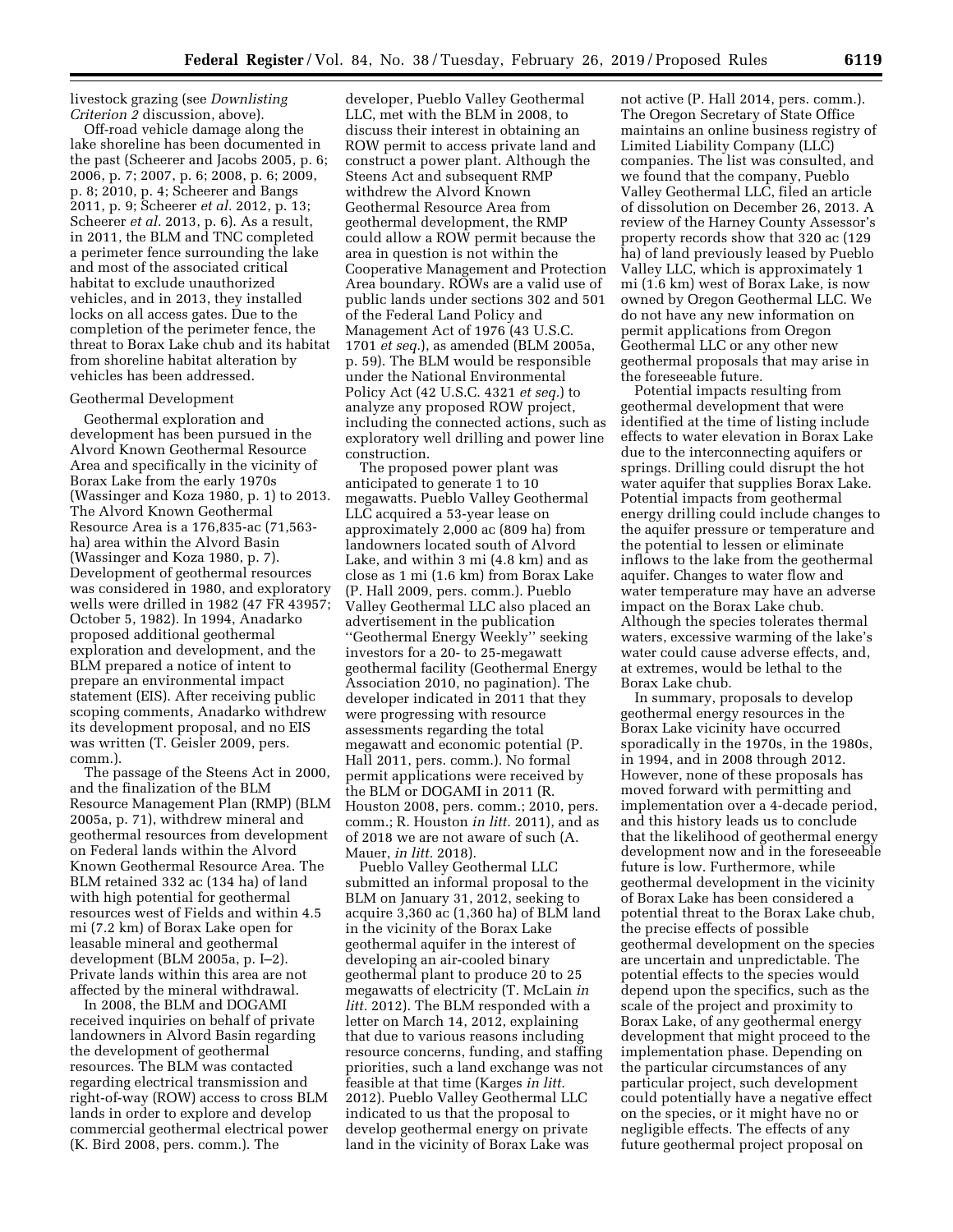livestock grazing (see *Downlisting Criterion 2* discussion, above).

Off-road vehicle damage along the lake shoreline has been documented in the past (Scheerer and Jacobs 2005, p. 6; 2006, p. 7; 2007, p. 6; 2008, p. 6; 2009, p. 8; 2010, p. 4; Scheerer and Bangs 2011, p. 9; Scheerer *et al.* 2012, p. 13; Scheerer *et al.* 2013, p. 6). As a result, in 2011, the BLM and TNC completed a perimeter fence surrounding the lake and most of the associated critical habitat to exclude unauthorized vehicles, and in 2013, they installed locks on all access gates. Due to the completion of the perimeter fence, the threat to Borax Lake chub and its habitat from shoreline habitat alteration by vehicles has been addressed.

Geothermal Development

Geothermal exploration and development has been pursued in the Alvord Known Geothermal Resource Area and specifically in the vicinity of Borax Lake from the early 1970s (Wassinger and Koza 1980, p. 1) to 2013. The Alvord Known Geothermal Resource Area is a 176,835-ac (71,563-ha) area within the Alvord Basin (Wassinger and Koza 1980, p. 7). Development of geothermal resources was considered in 1980, and exploratory wells were drilled in 1982 (47 FR 43957; October 5, 1982). In 1994, Anadarko proposed additional geothermal exploration and development, and the BLM prepared a notice of intent to prepare an environmental impact statement (EIS). After receiving public scoping comments, Anadarko withdrew its development proposal, and no EIS was written (T. Geisler 2009, pers. comm.).

The passage of the Steens Act in 2000, and the finalization of the BLM Resource Management Plan (RMP) (BLM 2005a, p. 71), withdrew mineral and geothermal resources from development on Federal lands within the Alvord Known Geothermal Resource Area. The BLM retained 332 ac (134 ha) of land with high potential for geothermal resources west of Fields and within 4.5 mi (7.2 km) of Borax Lake open for leasable mineral and geothermal development (BLM 2005a, p. I–2). Private lands within this area are not affected by the mineral withdrawal.

In 2008, the BLM and DOGAMI received inquiries on behalf of private landowners in Alvord Basin regarding the development of geothermal resources. The BLM was contacted regarding electrical transmission and right-of-way (ROW) access to cross BLM lands in order to explore and develop commercial geothermal electrical power (K. Bird 2008, pers. comm.). The developer, Pueblo Valley Geothermal LLC, met with the BLM in 2008, to discuss their interest in obtaining an ROW permit to access private land and construct a power plant. Although the Steens Act and subsequent RMP withdrew the Alvord Known Geothermal Resource Area from geothermal development, the RMP could allow a ROW permit because the area in question is not within the Cooperative Management and Protection Area boundary. ROWs are a valid use of public lands under sections 302 and 501 of the Federal Land Policy and Management Act of 1976 (43 U.S.C. 1701 *et seq.*), as amended (BLM 2005a, p. 59). The BLM would be responsible under the National Environmental Policy Act (42 U.S.C. 4321 *et seq.*) to analyze any proposed ROW project, including the connected actions, such as exploratory well drilling and power line construction.

The proposed power plant was anticipated to generate 1 to 10 megawatts. Pueblo Valley Geothermal LLC acquired a 53-year lease on approximately 2,000 ac (809 ha) from landowners located south of Alvord Lake, and within 3 mi (4.8 km) and as close as 1 mi (1.6 km) from Borax Lake (P. Hall 2009, pers. comm.). Pueblo Valley Geothermal LLC also placed an advertisement in the publication "Geothermal Energy Weekly" seeking investors for a 20- to 25-megawatt geothermal facility (Geothermal Energy Association 2010, no pagination). The developer indicated in 2011 that they were progressing with resource assessments regarding the total megawatt and economic potential (P. Hall 2011, pers. comm.). No formal permit applications were received by the BLM or DOGAMI in 2011 (R. Houston 2008, pers. comm.; 2010, pers. comm.; R. Houston *in litt.* 2011), and as of 2018 we are not aware of such (A. Mauer, *in litt.* 2018).

Pueblo Valley Geothermal LLC submitted an informal proposal to the BLM on January 31, 2012, seeking to acquire 3,360 ac (1,360 ha) of BLM land in the vicinity of the Borax Lake geothermal aquifer in the interest of developing an air-cooled binary geothermal plant to produce 20 to 25 megawatts of electricity (T. McLain *in litt.* 2012). The BLM responded with a letter on March 14, 2012, explaining that due to various reasons including resource concerns, funding, and staffing priorities, such a land exchange was not feasible at that time (Karges *in litt.* 2012). Pueblo Valley Geothermal LLC indicated to us that the proposal to develop geothermal energy on private land in the vicinity of Borax Lake was not active (P. Hall 2014, pers. comm.). The Oregon Secretary of State Office maintains an online business registry of Limited Liability Company (LLC) companies. The list was consulted, and we found that the company, Pueblo Valley Geothermal LLC, filed an article of dissolution on December 26, 2013. A review of the Harney County Assessor's property records show that 320 ac (129 ha) of land previously leased by Pueblo Valley LLC, which is approximately 1 mi (1.6 km) west of Borax Lake, is now owned by Oregon Geothermal LLC. We do not have any new information on permit applications from Oregon Geothermal LLC or any other new geothermal proposals that may arise in the foreseeable future.

Potential impacts resulting from geothermal development that were identified at the time of listing include effects to water elevation in Borax Lake due to the interconnecting aquifers or springs. Drilling could disrupt the hot water aquifer that supplies Borax Lake. Potential impacts from geothermal energy drilling could include changes to the aquifer pressure or temperature and the potential to lessen or eliminate inflows to the lake from the geothermal aquifer. Changes to water flow and water temperature may have an adverse impact on the Borax Lake chub. Although the species tolerates thermal waters, excessive warming of the lake's water could cause adverse effects, and, at extremes, would be lethal to the Borax Lake chub.

In summary, proposals to develop geothermal energy resources in the Borax Lake vicinity have occurred sporadically in the 1970s, in the 1980s, in 1994, and in 2008 through 2012. However, none of these proposals has moved forward with permitting and implementation over a 4-decade period, and this history leads us to conclude that the likelihood of geothermal energy development now and in the foreseeable future is low. Furthermore, while geothermal development in the vicinity of Borax Lake has been considered a potential threat to the Borax Lake chub, the precise effects of possible geothermal development on the species are uncertain and unpredictable. The potential effects to the species would depend upon the specifics, such as the scale of the project and proximity to Borax Lake, of any geothermal energy development that might proceed to the implementation phase. Depending on the particular circumstances of any particular project, such development could potentially have a negative effect on the species, or it might have no or negligible effects. The effects of any future geothermal project proposal on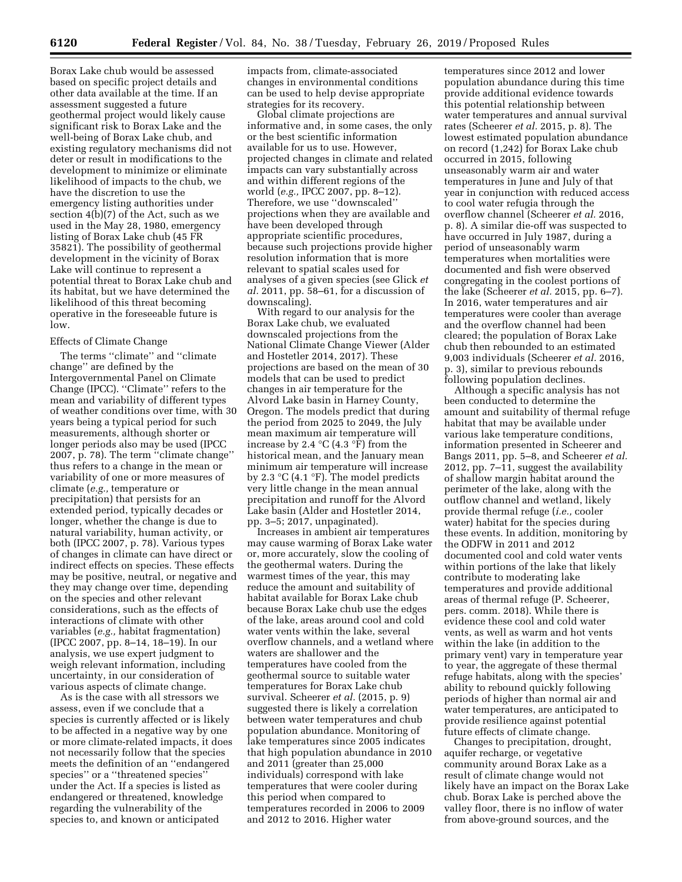Borax Lake chub would be assessed based on specific project details and other data available at the time. If an assessment suggested a future geothermal project would likely cause significant risk to Borax Lake and the well-being of Borax Lake chub, and existing regulatory mechanisms did not deter or result in modifications to the development to minimize or eliminate likelihood of impacts to the chub, we have the discretion to use the emergency listing authorities under section 4(b)(7) of the Act, such as we used in the May 28, 1980, emergency listing of Borax Lake chub (45 FR 35821). The possibility of geothermal development in the vicinity of Borax Lake will continue to represent a potential threat to Borax Lake chub and its habitat, but we have determined the likelihood of this threat becoming operative in the foreseeable future is low.

Effects of Climate Change

The terms "climate" and "climate change" are defined by the Intergovernmental Panel on Climate Change (IPCC). "Climate" refers to the mean and variability of different types of weather conditions over time, with 30 years being a typical period for such measurements, although shorter or longer periods also may be used (IPCC 2007, p. 78). The term "climate change" thus refers to a change in the mean or variability of one or more measures of climate (*e.g.,* temperature or precipitation) that persists for an extended period, typically decades or longer, whether the change is due to natural variability, human activity, or both (IPCC 2007, p. 78). Various types of changes in climate can have direct or indirect effects on species. These effects may be positive, neutral, or negative and they may change over time, depending on the species and other relevant considerations, such as the effects of interactions of climate with other variables (*e.g.,* habitat fragmentation) (IPCC 2007, pp. 8–14, 18–19). In our analysis, we use expert judgment to weigh relevant information, including uncertainty, in our consideration of various aspects of climate change.

As is the case with all stressors we assess, even if we conclude that a species is currently affected or is likely to be affected in a negative way by one or more climate-related impacts, it does not necessarily follow that the species meets the definition of an "endangered species" or a "threatened species" under the Act. If a species is listed as endangered or threatened, knowledge regarding the vulnerability of the species to, and known or anticipated impacts from, climate-associated changes in environmental conditions can be used to help devise appropriate strategies for its recovery.

Global climate projections are informative and, in some cases, the only or the best scientific information available for us to use. However, projected changes in climate and related impacts can vary substantially across and within different regions of the world (*e.g.,* IPCC 2007, pp. 8–12). Therefore, we use "downscaled" projections when they are available and have been developed through appropriate scientific procedures, because such projections provide higher resolution information that is more relevant to spatial scales used for analyses of a given species (see Glick *et al.* 2011, pp. 58–61, for a discussion of downscaling).

With regard to our analysis for the Borax Lake chub, we evaluated downscaled projections from the National Climate Change Viewer (Alder and Hostetler 2014, 2017). These projections are based on the mean of 30 models that can be used to predict changes in air temperature for the Alvord Lake basin in Harney County, Oregon. The models predict that during the period from 2025 to 2049, the July mean maximum air temperature will increase by 2.4 °C (4.3 °F) from the historical mean, and the January mean minimum air temperature will increase by 2.3 °C (4.1 °F). The model predicts very little change in the mean annual precipitation and runoff for the Alvord Lake basin (Alder and Hostetler 2014, pp. 3–5; 2017, unpaginated).

Increases in ambient air temperatures may cause warming of Borax Lake water or, more accurately, slow the cooling of the geothermal waters. During the warmest times of the year, this may reduce the amount and suitability of habitat available for Borax Lake chub because Borax Lake chub use the edges of the lake, areas around cool and cold water vents within the lake, several overflow channels, and a wetland where waters are shallower and the temperatures have cooled from the geothermal source to suitable water temperatures for Borax Lake chub survival. Scheerer *et al.* (2015, p. 9) suggested there is likely a correlation between water temperatures and chub population abundance. Monitoring of lake temperatures since 2005 indicates that high population abundance in 2010 and 2011 (greater than 25,000 individuals) correspond with lake temperatures that were cooler during this period when compared to temperatures recorded in 2006 to 2009 and 2012 to 2016. Higher water temperatures since 2012 and lower population abundance during this time provide additional evidence towards this potential relationship between water temperatures and annual survival rates (Scheerer *et al.* 2015, p. 8). The lowest estimated population abundance on record (1,242) for Borax Lake chub occurred in 2015, following unseasonably warm air and water temperatures in June and July of that year in conjunction with reduced access to cool water refugia through the overflow channel (Scheerer *et al.* 2016, p. 8). A similar die-off was suspected to have occurred in July 1987, during a period of unseasonably warm temperatures when mortalities were documented and fish were observed congregating in the coolest portions of the lake (Scheerer *et al.* 2015, pp. 6–7). In 2016, water temperatures and air temperatures were cooler than average and the overflow channel had been cleared; the population of Borax Lake chub then rebounded to an estimated 9,003 individuals (Scheerer *et al.* 2016, p. 3), similar to previous rebounds following population declines.

Although a specific analysis has not been conducted to determine the amount and suitability of thermal refuge habitat that may be available under various lake temperature conditions, information presented in Scheerer and Bangs 2011, pp. 5–8, and Scheerer *et al.* 2012, pp. 7–11, suggest the availability of shallow margin habitat around the perimeter of the lake, along with the outflow channel and wetland, likely provide thermal refuge (*i.e.,* cooler water) habitat for the species during these events. In addition, monitoring by the ODFW in 2011 and 2012 documented cool and cold water vents within portions of the lake that likely contribute to moderating lake temperatures and provide additional areas of thermal refuge (P. Scheerer, pers. comm. 2018). While there is evidence these cool and cold water vents, as well as warm and hot vents within the lake (in addition to the primary vent) vary in temperature year to year, the aggregate of these thermal refuge habitats, along with the species' ability to rebound quickly following periods of higher than normal air and water temperatures, are anticipated to provide resilience against potential future effects of climate change.

Changes to precipitation, drought, aquifer recharge, or vegetative community around Borax Lake as a result of climate change would not likely have an impact on the Borax Lake chub. Borax Lake is perched above the valley floor, there is no inflow of water from above-ground sources, and the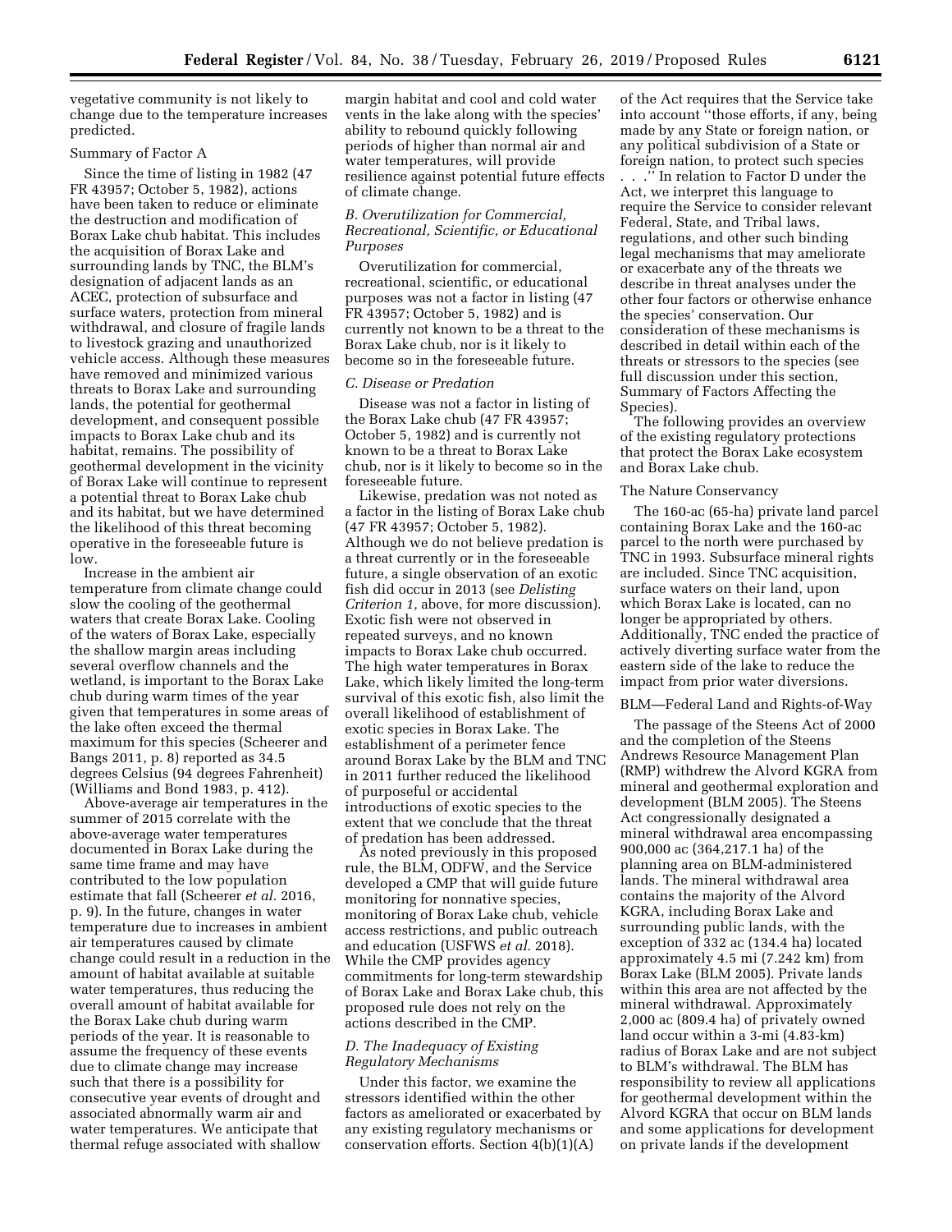vegetative community is not likely to change due to the temperature increases predicted.

Summary of Factor A

Since the time of listing in 1982 (47 FR 43957; October 5, 1982), actions have been taken to reduce or eliminate the destruction and modification of Borax Lake chub habitat. This includes the acquisition of Borax Lake and surrounding lands by TNC, the BLM's designation of adjacent lands as an ACEC, protection of subsurface and surface waters, protection from mineral withdrawal, and closure of fragile lands to livestock grazing and unauthorized vehicle access. Although these measures have removed and minimized various threats to Borax Lake and surrounding lands, the potential for geothermal development, and consequent possible impacts to Borax Lake chub and its habitat, remains. The possibility of geothermal development in the vicinity of Borax Lake will continue to represent a potential threat to Borax Lake chub and its habitat, but we have determined the likelihood of this threat becoming operative in the foreseeable future is low.

Increase in the ambient air temperature from climate change could slow the cooling of the geothermal waters that create Borax Lake. Cooling of the waters of Borax Lake, especially the shallow margin areas including several overflow channels and the wetland, is important to the Borax Lake chub during warm times of the year given that temperatures in some areas of the lake often exceed the thermal maximum for this species (Scheerer and Bangs 2011, p. 8) reported as 34.5 degrees Celsius (94 degrees Fahrenheit) (Williams and Bond 1983, p. 412).

Above-average air temperatures in the summer of 2015 correlate with the above-average water temperatures documented in Borax Lake during the same time frame and may have contributed to the low population estimate that fall (Scheerer *et al.* 2016, p. 9). In the future, changes in water temperature due to increases in ambient air temperatures caused by climate change could result in a reduction in the amount of habitat available at suitable water temperatures, thus reducing the overall amount of habitat available for the Borax Lake chub during warm periods of the year. It is reasonable to assume the frequency of these events due to climate change may increase such that there is a possibility for consecutive year events of drought and associated abnormally warm air and water temperatures. We anticipate that thermal refuge associated with shallow margin habitat and cool and cold water vents in the lake along with the species' ability to rebound quickly following periods of higher than normal air and water temperatures, will provide resilience against potential future effects of climate change.

### *B. Overutilization for Commercial, Recreational, Scientific, or Educational Purposes*

Overutilization for commercial, recreational, scientific, or educational purposes was not a factor in listing (47 FR 43957; October 5, 1982) and is currently not known to be a threat to the Borax Lake chub, nor is it likely to become so in the foreseeable future.

### *C. Disease or Predation*

Disease was not a factor in listing of the Borax Lake chub (47 FR 43957; October 5, 1982) and is currently not known to be a threat to Borax Lake chub, nor is it likely to become so in the foreseeable future.

Likewise, predation was not noted as a factor in the listing of Borax Lake chub (47 FR 43957; October 5, 1982). Although we do not believe predation is a threat currently or in the foreseeable future, a single observation of an exotic fish did occur in 2013 (see *Delisting Criterion 1,* above, for more discussion). Exotic fish were not observed in repeated surveys, and no known impacts to Borax Lake chub occurred. The high water temperatures in Borax Lake, which likely limited the long-term survival of this exotic fish, also limit the overall likelihood of establishment of exotic species in Borax Lake. The establishment of a perimeter fence around Borax Lake by the BLM and TNC in 2011 further reduced the likelihood of purposeful or accidental introductions of exotic species to the extent that we conclude that the threat of predation has been addressed.

As noted previously in this proposed rule, the BLM, ODFW, and the Service developed a CMP that will guide future monitoring for nonnative species, monitoring of Borax Lake chub, vehicle access restrictions, and public outreach and education (USFWS *et al.* 2018). While the CMP provides agency commitments for long-term stewardship of Borax Lake and Borax Lake chub, this proposed rule does not rely on the actions described in the CMP.

### *D. The Inadequacy of Existing Regulatory Mechanisms*

Under this factor, we examine the stressors identified within the other factors as ameliorated or exacerbated by any existing regulatory mechanisms or conservation efforts. Section 4(b)(1)(A) of the Act requires that the Service take into account ''those efforts, if any, being made by any State or foreign nation, or any political subdivision of a State or foreign nation, to protect such species . . .'' In relation to Factor D under the Act, we interpret this language to require the Service to consider relevant Federal, State, and Tribal laws, regulations, and other such binding legal mechanisms that may ameliorate or exacerbate any of the threats we describe in threat analyses under the other four factors or otherwise enhance the species' conservation. Our consideration of these mechanisms is described in detail within each of the threats or stressors to the species (see full discussion under this section, Summary of Factors Affecting the Species).

The following provides an overview of the existing regulatory protections that protect the Borax Lake ecosystem and Borax Lake chub.

The Nature Conservancy

The 160-ac (65-ha) private land parcel containing Borax Lake and the 160-ac parcel to the north were purchased by TNC in 1993. Subsurface mineral rights are included. Since TNC acquisition, surface waters on their land, upon which Borax Lake is located, can no longer be appropriated by others. Additionally, TNC ended the practice of actively diverting surface water from the eastern side of the lake to reduce the impact from prior water diversions.

BLM—Federal Land and Rights-of-Way

The passage of the Steens Act of 2000 and the completion of the Steens Andrews Resource Management Plan (RMP) withdrew the Alvord KGRA from mineral and geothermal exploration and development (BLM 2005). The Steens Act congressionally designated a mineral withdrawal area encompassing 900,000 ac (364,217.1 ha) of the planning area on BLM-administered lands. The mineral withdrawal area contains the majority of the Alvord KGRA, including Borax Lake and surrounding public lands, with the exception of 332 ac (134.4 ha) located approximately 4.5 mi (7.242 km) from Borax Lake (BLM 2005). Private lands within this area are not affected by the mineral withdrawal. Approximately 2,000 ac (809.4 ha) of privately owned land occur within a 3-mi (4.83-km) radius of Borax Lake and are not subject to BLM's withdrawal. The BLM has responsibility to review all applications for geothermal development within the Alvord KGRA that occur on BLM lands and some applications for development on private lands if the development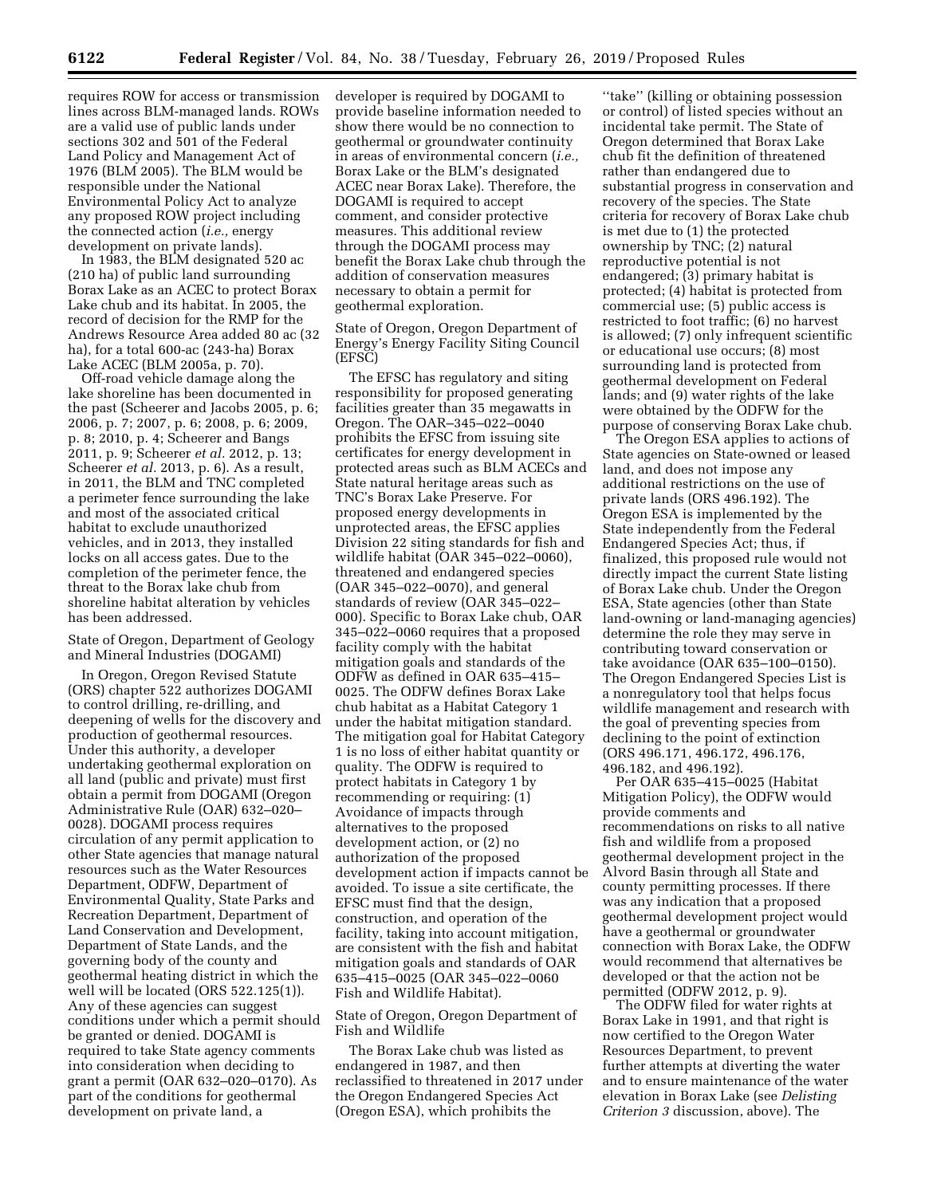requires ROW for access or transmission lines across BLM-managed lands. ROWs are a valid use of public lands under sections 302 and 501 of the Federal Land Policy and Management Act of 1976 (BLM 2005). The BLM would be responsible under the National Environmental Policy Act to analyze any proposed ROW project including the connected action (*i.e.,* energy development on private lands).

In 1983, the BLM designated 520 ac (210 ha) of public land surrounding Borax Lake as an ACEC to protect Borax Lake chub and its habitat. In 2005, the record of decision for the RMP for the Andrews Resource Area added 80 ac (32 ha), for a total 600-ac (243-ha) Borax Lake ACEC (BLM 2005a, p. 70).

Off-road vehicle damage along the lake shoreline has been documented in the past (Scheerer and Jacobs 2005, p. 6; 2006, p. 7; 2007, p. 6; 2008, p. 6; 2009, p. 8; 2010, p. 4; Scheerer and Bangs 2011, p. 9; Scheerer *et al.* 2012, p. 13; Scheerer *et al.* 2013, p. 6). As a result, in 2011, the BLM and TNC completed a perimeter fence surrounding the lake and most of the associated critical habitat to exclude unauthorized vehicles, and in 2013, they installed locks on all access gates. Due to the completion of the perimeter fence, the threat to the Borax lake chub from shoreline habitat alteration by vehicles has been addressed.

State of Oregon, Department of Geology and Mineral Industries (DOGAMI)

In Oregon, Oregon Revised Statute (ORS) chapter 522 authorizes DOGAMI to control drilling, re-drilling, and deepening of wells for the discovery and production of geothermal resources. Under this authority, a developer undertaking geothermal exploration on all land (public and private) must first obtain a permit from DOGAMI (Oregon Administrative Rule (OAR) 632–020–0028). DOGAMI process requires circulation of any permit application to other State agencies that manage natural resources such as the Water Resources Department, ODFW, Department of Environmental Quality, State Parks and Recreation Department, Department of Land Conservation and Development, Department of State Lands, and the governing body of the county and geothermal heating district in which the well will be located (ORS 522.125(1)). Any of these agencies can suggest conditions under which a permit should be granted or denied. DOGAMI is required to take State agency comments into consideration when deciding to grant a permit (OAR 632–020–0170). As part of the conditions for geothermal development on private land, a developer is required by DOGAMI to provide baseline information needed to show there would be no connection to geothermal or groundwater continuity in areas of environmental concern (*i.e.,* Borax Lake or the BLM's designated ACEC near Borax Lake). Therefore, the DOGAMI is required to accept comment, and consider protective measures. This additional review through the DOGAMI process may benefit the Borax Lake chub through the addition of conservation measures necessary to obtain a permit for geothermal exploration.

State of Oregon, Oregon Department of Energy's Energy Facility Siting Council (EFSC)

The EFSC has regulatory and siting responsibility for proposed generating facilities greater than 35 megawatts in Oregon. The OAR–345–022–0040 prohibits the EFSC from issuing site certificates for energy development in protected areas such as BLM ACECs and State natural heritage areas such as TNC's Borax Lake Preserve. For proposed energy developments in unprotected areas, the EFSC applies Division 22 siting standards for fish and wildlife habitat (OAR 345–022–0060), threatened and endangered species (OAR 345–022–0070), and general standards of review (OAR 345–022–000). Specific to Borax Lake chub, OAR 345–022–0060 requires that a proposed facility comply with the habitat mitigation goals and standards of the ODFW as defined in OAR 635–415–0025. The ODFW defines Borax Lake chub habitat as a Habitat Category 1 under the habitat mitigation standard. The mitigation goal for Habitat Category 1 is no loss of either habitat quantity or quality. The ODFW is required to protect habitats in Category 1 by recommending or requiring: (1) Avoidance of impacts through alternatives to the proposed development action, or (2) no authorization of the proposed development action if impacts cannot be avoided. To issue a site certificate, the EFSC must find that the design, construction, and operation of the facility, taking into account mitigation, are consistent with the fish and habitat mitigation goals and standards of OAR 635–415–0025 (OAR 345–022–0060 Fish and Wildlife Habitat).

State of Oregon, Oregon Department of Fish and Wildlife

The Borax Lake chub was listed as endangered in 1987, and then reclassified to threatened in 2017 under the Oregon Endangered Species Act (Oregon ESA), which prohibits the "take" (killing or obtaining possession or control) of listed species without an incidental take permit. The State of Oregon determined that Borax Lake chub fit the definition of threatened rather than endangered due to substantial progress in conservation and recovery of the species. The State criteria for recovery of Borax Lake chub is met due to (1) the protected ownership by TNC; (2) natural reproductive potential is not endangered; (3) primary habitat is protected; (4) habitat is protected from commercial use; (5) public access is restricted to foot traffic; (6) no harvest is allowed; (7) only infrequent scientific or educational use occurs; (8) most surrounding land is protected from geothermal development on Federal lands; and (9) water rights of the lake were obtained by the ODFW for the purpose of conserving Borax Lake chub.

The Oregon ESA applies to actions of State agencies on State-owned or leased land, and does not impose any additional restrictions on the use of private lands (ORS 496.192). The Oregon ESA is implemented by the State independently from the Federal Endangered Species Act; thus, if finalized, this proposed rule would not directly impact the current State listing of Borax Lake chub. Under the Oregon ESA, State agencies (other than State land-owning or land-managing agencies) determine the role they may serve in contributing toward conservation or take avoidance (OAR 635–100–0150). The Oregon Endangered Species List is a nonregulatory tool that helps focus wildlife management and research with the goal of preventing species from declining to the point of extinction (ORS 496.171, 496.172, 496.176, 496.182, and 496.192).

Per OAR 635–415–0025 (Habitat Mitigation Policy), the ODFW would provide comments and recommendations on risks to all native fish and wildlife from a proposed geothermal development project in the Alvord Basin through all State and county permitting processes. If there was any indication that a proposed geothermal development project would have a geothermal or groundwater connection with Borax Lake, the ODFW would recommend that alternatives be developed or that the action not be permitted (ODFW 2012, p. 9).

The ODFW filed for water rights at Borax Lake in 1991, and that right is now certified to the Oregon Water Resources Department, to prevent further attempts at diverting the water and to ensure maintenance of the water elevation in Borax Lake (see *Delisting Criterion 3* discussion, above). The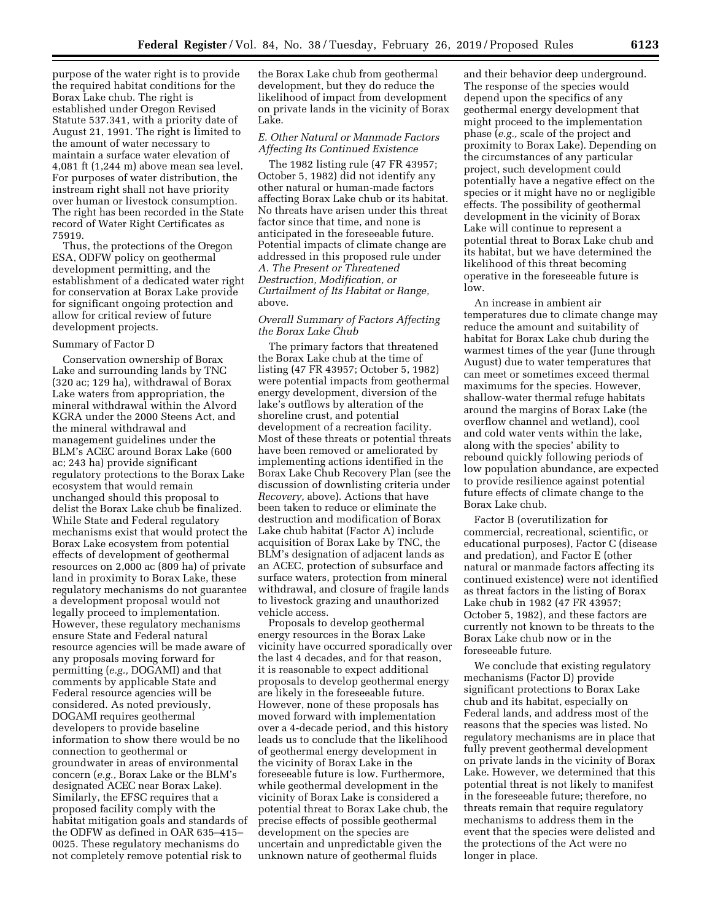purpose of the water right is to provide the required habitat conditions for the Borax Lake chub. The right is established under Oregon Revised Statute 537.341, with a priority date of August 21, 1991. The right is limited to the amount of water necessary to maintain a surface water elevation of 4,081 ft (1,244 m) above mean sea level. For purposes of water distribution, the instream right shall not have priority over human or livestock consumption. The right has been recorded in the State record of Water Right Certificates as 75919.

Thus, the protections of the Oregon ESA, ODFW policy on geothermal development permitting, and the establishment of a dedicated water right for conservation at Borax Lake provide for significant ongoing protection and allow for critical review of future development projects.

Summary of Factor D

Conservation ownership of Borax Lake and surrounding lands by TNC (320 ac; 129 ha), withdrawal of Borax Lake waters from appropriation, the mineral withdrawal within the Alvord KGRA under the 2000 Steens Act, and the mineral withdrawal and management guidelines under the BLM's ACEC around Borax Lake (600 ac; 243 ha) provide significant regulatory protections to the Borax Lake ecosystem that would remain unchanged should this proposal to delist the Borax Lake chub be finalized. While State and Federal regulatory mechanisms exist that would protect the Borax Lake ecosystem from potential effects of development of geothermal resources on 2,000 ac (809 ha) of private land in proximity to Borax Lake, these regulatory mechanisms do not guarantee a development proposal would not legally proceed to implementation. However, these regulatory mechanisms ensure State and Federal natural resource agencies will be made aware of any proposals moving forward for permitting (*e.g.,* DOGAMI) and that comments by applicable State and Federal resource agencies will be considered. As noted previously, DOGAMI requires geothermal developers to provide baseline information to show there would be no connection to geothermal or groundwater in areas of environmental concern (*e.g.,* Borax Lake or the BLM's designated ACEC near Borax Lake). Similarly, the EFSC requires that a proposed facility comply with the habitat mitigation goals and standards of the ODFW as defined in OAR 635–415–0025. These regulatory mechanisms do not completely remove potential risk to the Borax Lake chub from geothermal development, but they do reduce the likelihood of impact from development on private lands in the vicinity of Borax Lake.

### *E. Other Natural or Manmade Factors Affecting Its Continued Existence*

The 1982 listing rule (47 FR 43957; October 5, 1982) did not identify any other natural or human-made factors affecting Borax Lake chub or its habitat. No threats have arisen under this threat factor since that time, and none is anticipated in the foreseeable future. Potential impacts of climate change are addressed in this proposed rule under *A. The Present or Threatened Destruction, Modification, or Curtailment of Its Habitat or Range,* above.

### *Overall Summary of Factors Affecting the Borax Lake Chub*

The primary factors that threatened the Borax Lake chub at the time of listing (47 FR 43957; October 5, 1982) were potential impacts from geothermal energy development, diversion of the lake's outflows by alteration of the shoreline crust, and potential development of a recreation facility. Most of these threats or potential threats have been removed or ameliorated by implementing actions identified in the Borax Lake Chub Recovery Plan (see the discussion of downlisting criteria under *Recovery,* above). Actions that have been taken to reduce or eliminate the destruction and modification of Borax Lake chub habitat (Factor A) include acquisition of Borax Lake by TNC, the BLM's designation of adjacent lands as an ACEC, protection of subsurface and surface waters, protection from mineral withdrawal, and closure of fragile lands to livestock grazing and unauthorized vehicle access.

Proposals to develop geothermal energy resources in the Borax Lake vicinity have occurred sporadically over the last 4 decades, and for that reason, it is reasonable to expect additional proposals to develop geothermal energy are likely in the foreseeable future. However, none of these proposals has moved forward with implementation over a 4-decade period, and this history leads us to conclude that the likelihood of geothermal energy development in the vicinity of Borax Lake in the foreseeable future is low. Furthermore, while geothermal development in the vicinity of Borax Lake is considered a potential threat to Borax Lake chub, the precise effects of possible geothermal development on the species are uncertain and unpredictable given the unknown nature of geothermal fluids and their behavior deep underground. The response of the species would depend upon the specifics of any geothermal energy development that might proceed to the implementation phase (*e.g.,* scale of the project and proximity to Borax Lake). Depending on the circumstances of any particular project, such development could potentially have a negative effect on the species or it might have no or negligible effects. The possibility of geothermal development in the vicinity of Borax Lake will continue to represent a potential threat to Borax Lake chub and its habitat, but we have determined the likelihood of this threat becoming operative in the foreseeable future is low.

An increase in ambient air temperatures due to climate change may reduce the amount and suitability of habitat for Borax Lake chub during the warmest times of the year (June through August) due to water temperatures that can meet or sometimes exceed thermal maximums for the species. However, shallow-water thermal refuge habitats around the margins of Borax Lake (the overflow channel and wetland), cool and cold water vents within the lake, along with the species' ability to rebound quickly following periods of low population abundance, are expected to provide resilience against potential future effects of climate change to the Borax Lake chub.

Factor B (overutilization for commercial, recreational, scientific, or educational purposes), Factor C (disease and predation), and Factor E (other natural or manmade factors affecting its continued existence) were not identified as threat factors in the listing of Borax Lake chub in 1982 (47 FR 43957; October 5, 1982), and these factors are currently not known to be threats to the Borax Lake chub now or in the foreseeable future.

We conclude that existing regulatory mechanisms (Factor D) provide significant protections to Borax Lake chub and its habitat, especially on Federal lands, and address most of the reasons that the species was listed. No regulatory mechanisms are in place that fully prevent geothermal development on private lands in the vicinity of Borax Lake. However, we determined that this potential threat is not likely to manifest in the foreseeable future; therefore, no threats remain that require regulatory mechanisms to address them in the event that the species were delisted and the protections of the Act were no longer in place.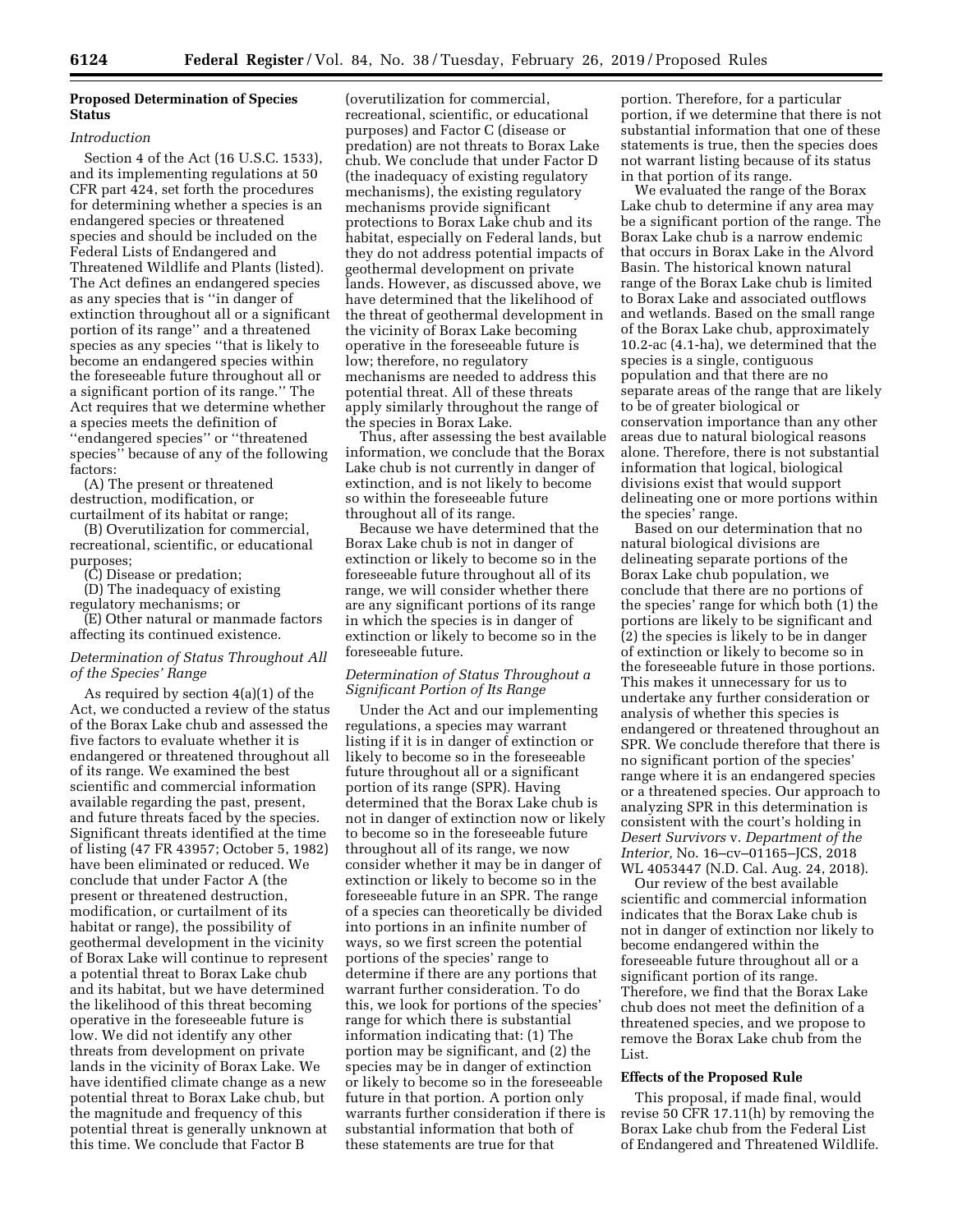## Proposed Determination of Species Status

### *Introduction*

Section 4 of the Act (16 U.S.C. 1533), and its implementing regulations at 50 CFR part 424, set forth the procedures for determining whether a species is an endangered species or threatened species and should be included on the Federal Lists of Endangered and Threatened Wildlife and Plants (listed). The Act defines an endangered species as any species that is ''in danger of extinction throughout all or a significant portion of its range'' and a threatened species as any species ''that is likely to become an endangered species within the foreseeable future throughout all or a significant portion of its range.'' The Act requires that we determine whether a species meets the definition of ''endangered species'' or ''threatened species'' because of any of the following factors:

(A) The present or threatened destruction, modification, or curtailment of its habitat or range;

(B) Overutilization for commercial, recreational, scientific, or educational purposes;

(C) Disease or predation;

(D) The inadequacy of existing regulatory mechanisms; or

(E) Other natural or manmade factors affecting its continued existence.

### *Determination of Status Throughout All of the Species' Range*

As required by section 4(a)(1) of the Act, we conducted a review of the status of the Borax Lake chub and assessed the five factors to evaluate whether it is endangered or threatened throughout all of its range. We examined the best scientific and commercial information available regarding the past, present, and future threats faced by the species. Significant threats identified at the time of listing (47 FR 43957; October 5, 1982) have been eliminated or reduced. We conclude that under Factor A (the present or threatened destruction, modification, or curtailment of its habitat or range), the possibility of geothermal development in the vicinity of Borax Lake will continue to represent a potential threat to Borax Lake chub and its habitat, but we have determined the likelihood of this threat becoming operative in the foreseeable future is low. We did not identify any other threats from development on private lands in the vicinity of Borax Lake. We have identified climate change as a new potential threat to Borax Lake chub, but the magnitude and frequency of this potential threat is generally unknown at this time. We conclude that Factor B (overutilization for commercial, recreational, scientific, or educational purposes) and Factor C (disease or predation) are not threats to Borax Lake chub. We conclude that under Factor D (the inadequacy of existing regulatory mechanisms), the existing regulatory mechanisms provide significant protections to Borax Lake chub and its habitat, especially on Federal lands, but they do not address potential impacts of geothermal development on private lands. However, as discussed above, we have determined that the likelihood of the threat of geothermal development in the vicinity of Borax Lake becoming operative in the foreseeable future is low; therefore, no regulatory mechanisms are needed to address this potential threat. All of these threats apply similarly throughout the range of the species in Borax Lake.

Thus, after assessing the best available information, we conclude that the Borax Lake chub is not currently in danger of extinction, and is not likely to become so within the foreseeable future throughout all of its range.

Because we have determined that the Borax Lake chub is not in danger of extinction or likely to become so in the foreseeable future throughout all of its range, we will consider whether there are any significant portions of its range in which the species is in danger of extinction or likely to become so in the foreseeable future.

### *Determination of Status Throughout a Significant Portion of Its Range*

Under the Act and our implementing regulations, a species may warrant listing if it is in danger of extinction or likely to become so in the foreseeable future throughout all or a significant portion of its range (SPR). Having determined that the Borax Lake chub is not in danger of extinction now or likely to become so in the foreseeable future throughout all of its range, we now consider whether it may be in danger of extinction or likely to become so in the foreseeable future in an SPR. The range of a species can theoretically be divided into portions in an infinite number of ways, so we first screen the potential portions of the species' range to determine if there are any portions that warrant further consideration. To do this, we look for portions of the species' range for which there is substantial information indicating that: (1) The portion may be significant, and (2) the species may be in danger of extinction or likely to become so in the foreseeable future in that portion. A portion only warrants further consideration if there is substantial information that both of these statements are true for that portion. Therefore, for a particular portion, if we determine that there is not substantial information that one of these statements is true, then the species does not warrant listing because of its status in that portion of its range.

We evaluated the range of the Borax Lake chub to determine if any area may be a significant portion of the range. The Borax Lake chub is a narrow endemic that occurs in Borax Lake in the Alvord Basin. The historical known natural range of the Borax Lake chub is limited to Borax Lake and associated outflows and wetlands. Based on the small range of the Borax Lake chub, approximately 10.2-ac (4.1-ha), we determined that the species is a single, contiguous population and that there are no separate areas of the range that are likely to be of greater biological or conservation importance than any other areas due to natural biological reasons alone. Therefore, there is not substantial information that logical, biological divisions exist that would support delineating one or more portions within the species' range.

Based on our determination that no natural biological divisions are delineating separate portions of the Borax Lake chub population, we conclude that there are no portions of the species' range for which both (1) the portions are likely to be significant and (2) the species is likely to be in danger of extinction or likely to become so in the foreseeable future in those portions. This makes it unnecessary for us to undertake any further consideration or analysis of whether this species is endangered or threatened throughout an SPR. We conclude therefore that there is no significant portion of the species' range where it is an endangered species or a threatened species. Our approach to analyzing SPR in this determination is consistent with the court's holding in *Desert Survivors* v. *Department of the Interior,* No. 16–cv–01165–JCS, 2018 WL 4053447 (N.D. Cal. Aug. 24, 2018).

Our review of the best available scientific and commercial information indicates that the Borax Lake chub is not in danger of extinction nor likely to become endangered within the foreseeable future throughout all or a significant portion of its range. Therefore, we find that the Borax Lake chub does not meet the definition of a threatened species, and we propose to remove the Borax Lake chub from the List.

## Effects of the Proposed Rule

This proposal, if made final, would revise 50 CFR 17.11(h) by removing the Borax Lake chub from the Federal List of Endangered and Threatened Wildlife.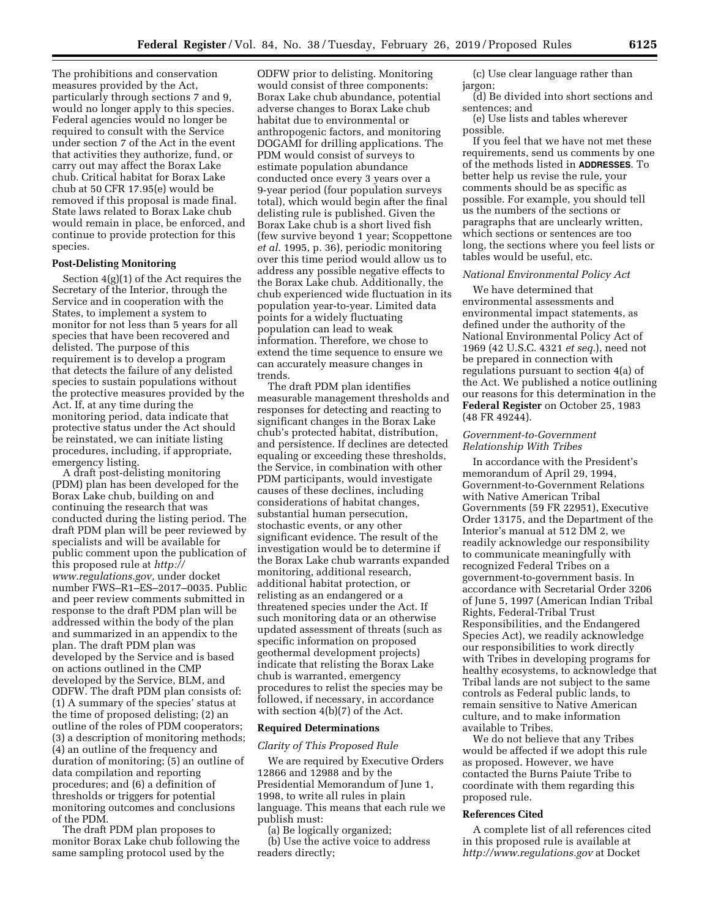The prohibitions and conservation measures provided by the Act, particularly through sections 7 and 9, would no longer apply to this species. Federal agencies would no longer be required to consult with the Service under section 7 of the Act in the event that activities they authorize, fund, or carry out may affect the Borax Lake chub. Critical habitat for Borax Lake chub at 50 CFR 17.95(e) would be removed if this proposal is made final. State laws related to Borax Lake chub would remain in place, be enforced, and continue to provide protection for this species.

**Post-Delisting Monitoring**

Section 4(g)(1) of the Act requires the Secretary of the Interior, through the Service and in cooperation with the States, to implement a system to monitor for not less than 5 years for all species that have been recovered and delisted. The purpose of this requirement is to develop a program that detects the failure of any delisted species to sustain populations without the protective measures provided by the Act. If, at any time during the monitoring period, data indicate that protective status under the Act should be reinstated, we can initiate listing procedures, including, if appropriate, emergency listing.

A draft post-delisting monitoring (PDM) plan has been developed for the Borax Lake chub, building on and continuing the research that was conducted during the listing period. The draft PDM plan will be peer reviewed by specialists and will be available for public comment upon the publication of this proposed rule at *http://www.regulations.gov,* under docket number FWS–R1–ES–2017–0035. Public and peer review comments submitted in response to the draft PDM plan will be addressed within the body of the plan and summarized in an appendix to the plan. The draft PDM plan was developed by the Service and is based on actions outlined in the CMP developed by the Service, BLM, and ODFW. The draft PDM plan consists of: (1) A summary of the species' status at the time of proposed delisting; (2) an outline of the roles of PDM cooperators; (3) a description of monitoring methods; (4) an outline of the frequency and duration of monitoring; (5) an outline of data compilation and reporting procedures; and (6) a definition of thresholds or triggers for potential monitoring outcomes and conclusions of the PDM.

The draft PDM plan proposes to monitor Borax Lake chub following the same sampling protocol used by the ODFW prior to delisting. Monitoring would consist of three components: Borax Lake chub abundance, potential adverse changes to Borax Lake chub habitat due to environmental or anthropogenic factors, and monitoring DOGAMI for drilling applications. The PDM would consist of surveys to estimate population abundance conducted once every 3 years over a 9-year period (four population surveys total), which would begin after the final delisting rule is published. Given the Borax Lake chub is a short lived fish (few survive beyond 1 year; Scoppettone *et al.* 1995, p. 36), periodic monitoring over this time period would allow us to address any possible negative effects to the Borax Lake chub. Additionally, the chub experienced wide fluctuation in its population year-to-year. Limited data points for a widely fluctuating population can lead to weak information. Therefore, we chose to extend the time sequence to ensure we can accurately measure changes in trends.

The draft PDM plan identifies measurable management thresholds and responses for detecting and reacting to significant changes in the Borax Lake chub's protected habitat, distribution, and persistence. If declines are detected equaling or exceeding these thresholds, the Service, in combination with other PDM participants, would investigate causes of these declines, including considerations of habitat changes, substantial human persecution, stochastic events, or any other significant evidence. The result of the investigation would be to determine if the Borax Lake chub warrants expanded monitoring, additional research, additional habitat protection, or relisting as an endangered or a threatened species under the Act. If such monitoring data or an otherwise updated assessment of threats (such as specific information on proposed geothermal development projects) indicate that relisting the Borax Lake chub is warranted, emergency procedures to relist the species may be followed, if necessary, in accordance with section 4(b)(7) of the Act.

**Required Determinations**

*Clarity of This Proposed Rule*

We are required by Executive Orders 12866 and 12988 and by the Presidential Memorandum of June 1, 1998, to write all rules in plain language. This means that each rule we publish must:

(a) Be logically organized;

(b) Use the active voice to address readers directly;

(c) Use clear language rather than jargon;

(d) Be divided into short sections and sentences; and

(e) Use lists and tables wherever possible.

If you feel that we have not met these requirements, send us comments by one of the methods listed in **ADDRESSES**. To better help us revise the rule, your comments should be as specific as possible. For example, you should tell us the numbers of the sections or paragraphs that are unclearly written, which sections or sentences are too long, the sections where you feel lists or tables would be useful, etc.

*National Environmental Policy Act*

We have determined that environmental assessments and environmental impact statements, as defined under the authority of the National Environmental Policy Act of 1969 (42 U.S.C. 4321 *et seq.*), need not be prepared in connection with regulations pursuant to section 4(a) of the Act. We published a notice outlining our reasons for this determination in the **Federal Register** on October 25, 1983 (48 FR 49244).

*Government-to-Government Relationship With Tribes*

In accordance with the President's memorandum of April 29, 1994, Government-to-Government Relations with Native American Tribal Governments (59 FR 22951), Executive Order 13175, and the Department of the Interior's manual at 512 DM 2, we readily acknowledge our responsibility to communicate meaningfully with recognized Federal Tribes on a government-to-government basis. In accordance with Secretarial Order 3206 of June 5, 1997 (American Indian Tribal Rights, Federal-Tribal Trust Responsibilities, and the Endangered Species Act), we readily acknowledge our responsibilities to work directly with Tribes in developing programs for healthy ecosystems, to acknowledge that Tribal lands are not subject to the same controls as Federal public lands, to remain sensitive to Native American culture, and to make information available to Tribes.

We do not believe that any Tribes would be affected if we adopt this rule as proposed. However, we have contacted the Burns Paiute Tribe to coordinate with them regarding this proposed rule.

**References Cited**

A complete list of all references cited in this proposed rule is available at *http://www.regulations.gov* at Docket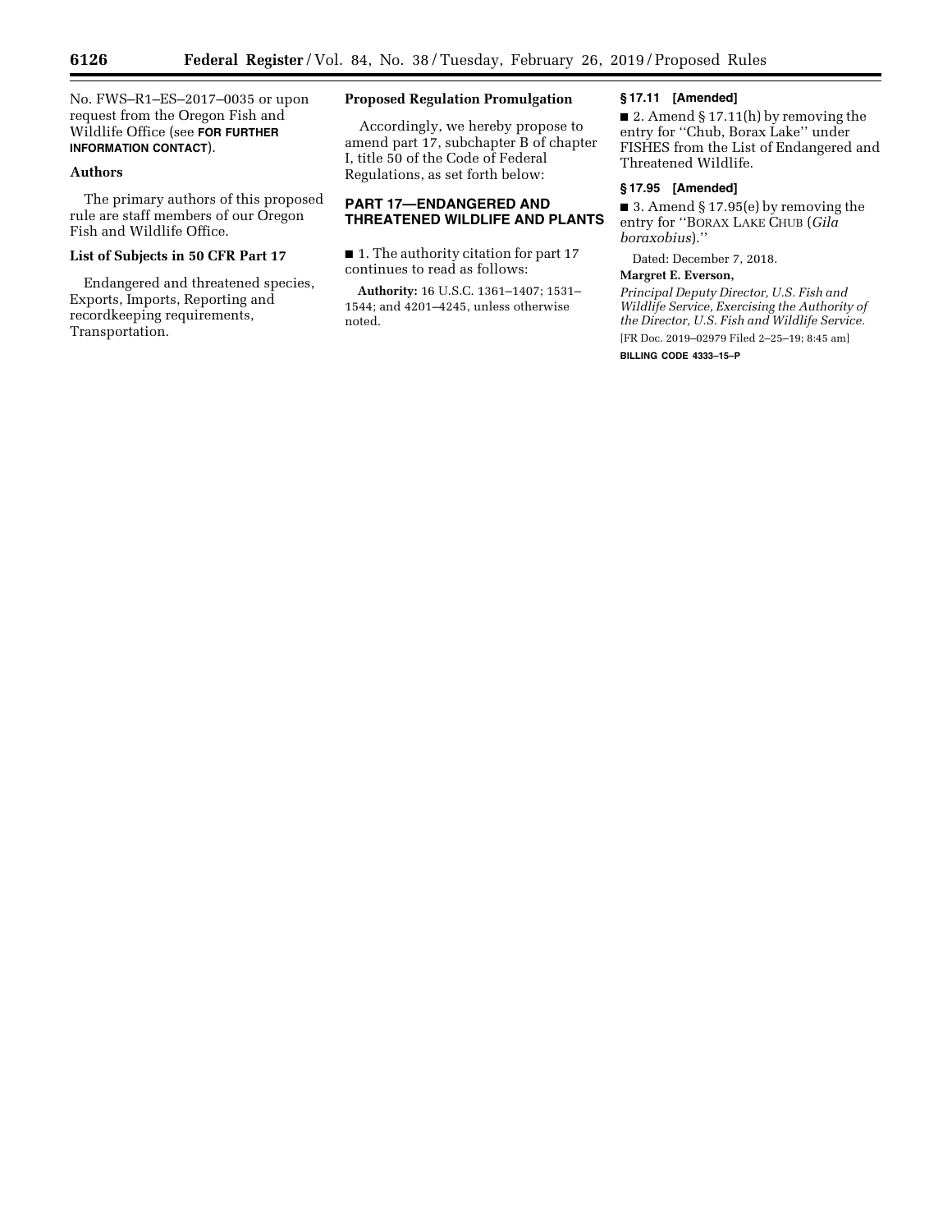No. FWS–R1–ES–2017–0035 or upon request from the Oregon Fish and Wildlife Office (see **FOR FURTHER INFORMATION CONTACT**).

### Authors

The primary authors of this proposed rule are staff members of our Oregon Fish and Wildlife Office.

### List of Subjects in 50 CFR Part 17

Endangered and threatened species, Exports, Imports, Reporting and recordkeeping requirements, Transportation.

### Proposed Regulation Promulgation

Accordingly, we hereby propose to amend part 17, subchapter B of chapter I, title 50 of the Code of Federal Regulations, as set forth below:

## PART 17—ENDANGERED AND THREATENED WILDLIFE AND PLANTS

■ 1. The authority citation for part 17 continues to read as follows:

**Authority:** 16 U.S.C. 1361–1407; 1531–1544; and 4201–4245, unless otherwise noted.

### § 17.11 [Amended]

■ 2. Amend § 17.11(h) by removing the entry for ''Chub, Borax Lake'' under FISHES from the List of Endangered and Threatened Wildlife.

### § 17.95 [Amended]

■ 3. Amend § 17.95(e) by removing the entry for ''BORAX LAKE CHUB (*Gila boraxobius*).''

Dated: December 7, 2018.

**Margret E. Everson,**

*Principal Deputy Director, U.S. Fish and Wildlife Service, Exercising the Authority of the Director, U.S. Fish and Wildlife Service.*

[FR Doc. 2019–02979 Filed 2–25–19; 8:45 am]

**BILLING CODE 4333–15–P**